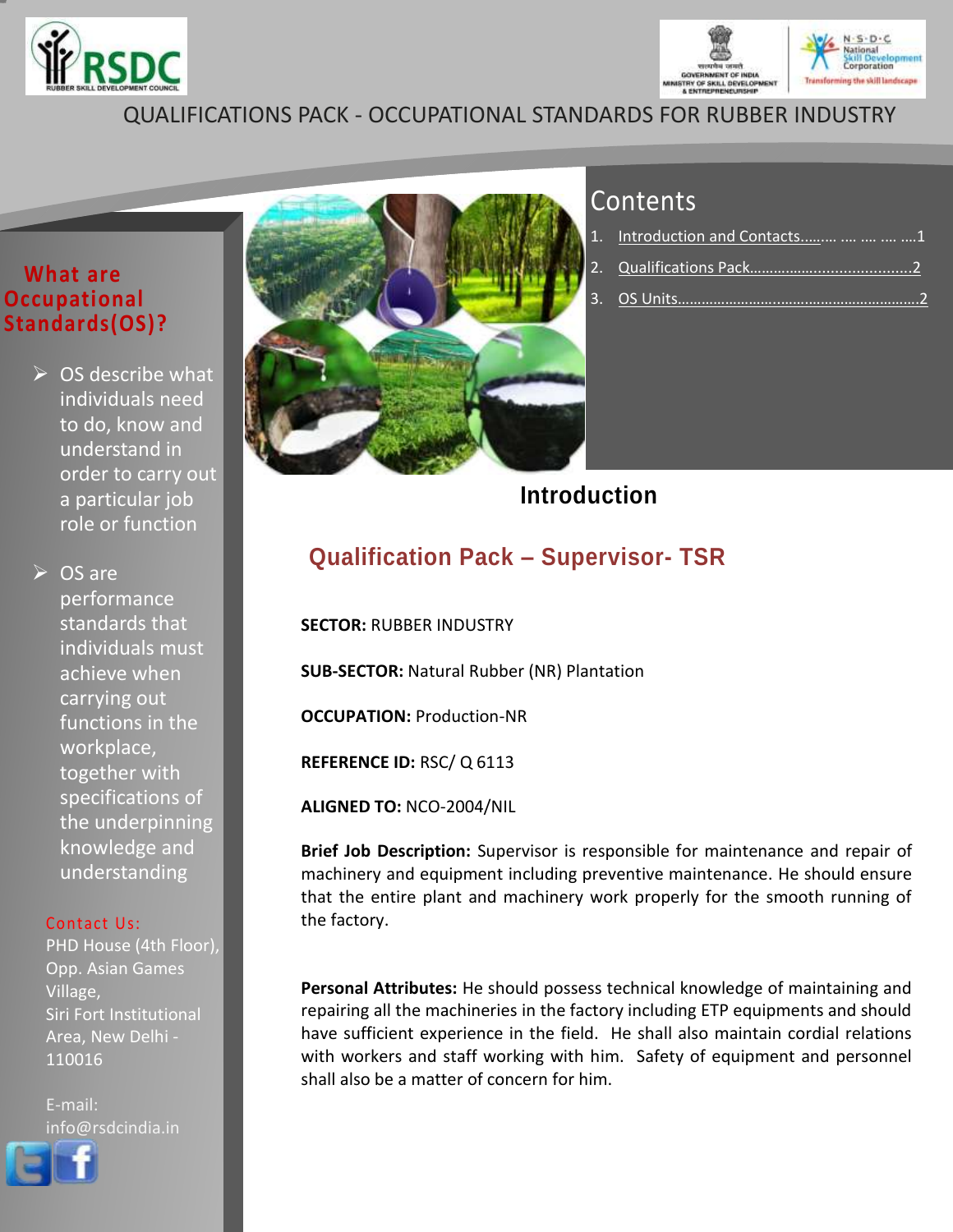QUALIFICATIONS PACK - OCCUPATIONAL STANDARDS FOR RUBBER INDUSTRY

## What are Occupational Standards(OS)?

- OS describe what individuals need to do, know and understand in order to carry out a particular job role or function
- OS are performance standards that individuals must achieve when carrying out functions in the workplace, together with specifications of the underpinning knowledge and understanding

Contact Us:
PHD House (4th Floor), Opp. Asian Games Village,
Siri Fort Institutional Area, New Delhi - 110016

E-mail:
info@rsdcindia.in

## Contents

1. Introduction and Contacts……. …. …. …. ….1
2. Qualifications Pack……………………………….2
3. OS Units…………………………………………………2

# Introduction

## Qualification Pack – Supervisor- TSR

**SECTOR:** RUBBER INDUSTRY

**SUB-SECTOR:** Natural Rubber (NR) Plantation

**OCCUPATION:** Production-NR

**REFERENCE ID:** RSC/ Q 6113

**ALIGNED TO:** NCO-2004/NIL

**Brief Job Description:** Supervisor is responsible for maintenance and repair of machinery and equipment including preventive maintenance. He should ensure that the entire plant and machinery work properly for the smooth running of the factory.

**Personal Attributes:** He should possess technical knowledge of maintaining and repairing all the machineries in the factory including ETP equipments and should have sufficient experience in the field. He shall also maintain cordial relations with workers and staff working with him. Safety of equipment and personnel shall also be a matter of concern for him.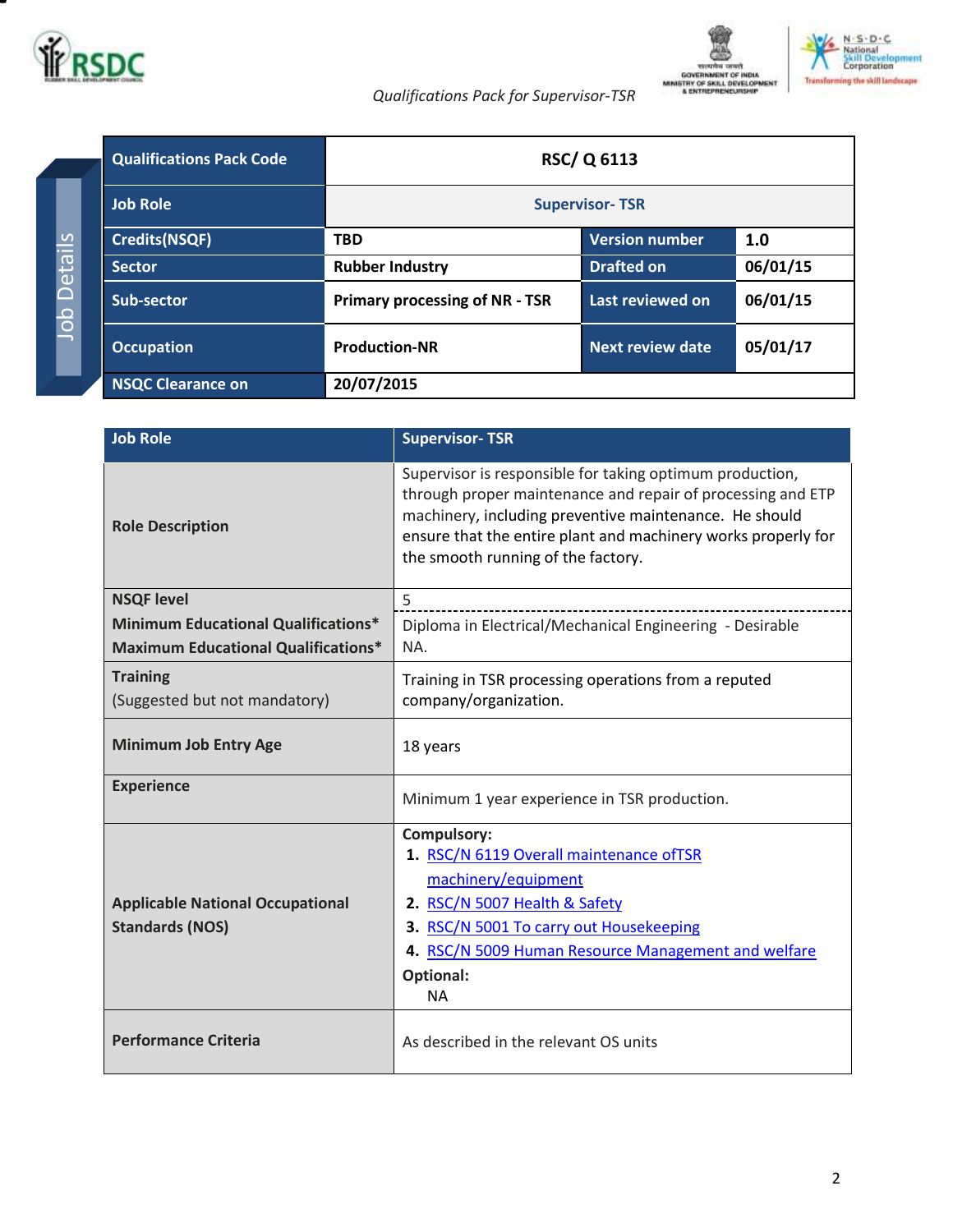## Job Details

| Qualifications Pack Code | RSC/ Q 6113 | | |
|---|---|---|---|
| Job Role | Supervisor- TSR | | |
| Credits(NSQF) | TBD | Version number | 1.0 |
| Sector | Rubber Industry | Drafted on | 06/01/15 |
| Sub-sector | Primary processing of NR - TSR | Last reviewed on | 06/01/15 |
| Occupation | Production-NR | Next review date | 05/01/17 |
| NSQC Clearance on | 20/07/2015 | | |

| Job Role | Supervisor- TSR |
|---|---|
| Role Description | Supervisor is responsible for taking optimum production, through proper maintenance and repair of processing and ETP machinery, including preventive maintenance. He should ensure that the entire plant and machinery works properly for the smooth running of the factory. |
| NSQF level | 5 |
| Minimum Educational Qualifications* | Diploma in Electrical/Mechanical Engineering - Desirable |
| Maximum Educational Qualifications* | NA. |
| Training (Suggested but not mandatory) | Training in TSR processing operations from a reputed company/organization. |
| Minimum Job Entry Age | 18 years |
| Experience | Minimum 1 year experience in TSR production. |
| Applicable National Occupational Standards (NOS) | **Compulsory:**<br>1. RSC/N 6119 Overall maintenance ofTSR machinery/equipment<br>2. RSC/N 5007 Health & Safety<br>3. RSC/N 5001 To carry out Housekeeping<br>4. RSC/N 5009 Human Resource Management and welfare<br>**Optional:**<br>NA |
| Performance Criteria | As described in the relevant OS units |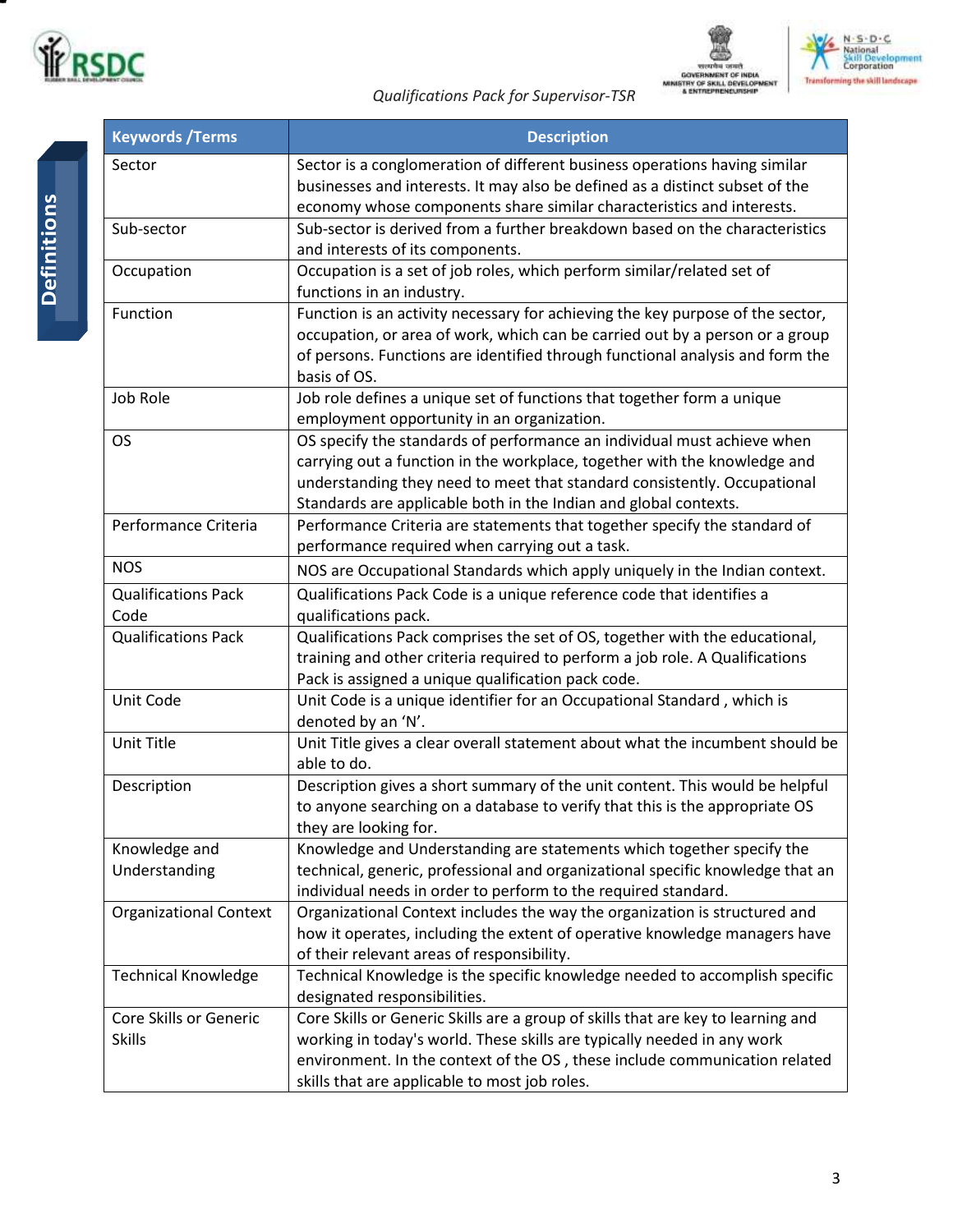## Definitions

| Keywords /Terms | Description |
|---|---|
| Sector | Sector is a conglomeration of different business operations having similar businesses and interests. It may also be defined as a distinct subset of the economy whose components share similar characteristics and interests. |
| Sub-sector | Sub-sector is derived from a further breakdown based on the characteristics and interests of its components. |
| Occupation | Occupation is a set of job roles, which perform similar/related set of functions in an industry. |
| Function | Function is an activity necessary for achieving the key purpose of the sector, occupation, or area of work, which can be carried out by a person or a group of persons. Functions are identified through functional analysis and form the basis of OS. |
| Job Role | Job role defines a unique set of functions that together form a unique employment opportunity in an organization. |
| OS | OS specify the standards of performance an individual must achieve when carrying out a function in the workplace, together with the knowledge and understanding they need to meet that standard consistently. Occupational Standards are applicable both in the Indian and global contexts. |
| Performance Criteria | Performance Criteria are statements that together specify the standard of performance required when carrying out a task. |
| NOS | NOS are Occupational Standards which apply uniquely in the Indian context. |
| Qualifications Pack Code | Qualifications Pack Code is a unique reference code that identifies a qualifications pack. |
| Qualifications Pack | Qualifications Pack comprises the set of OS, together with the educational, training and other criteria required to perform a job role. A Qualifications Pack is assigned a unique qualification pack code. |
| Unit Code | Unit Code is a unique identifier for an Occupational Standard , which is denoted by an 'N'. |
| Unit Title | Unit Title gives a clear overall statement about what the incumbent should be able to do. |
| Description | Description gives a short summary of the unit content. This would be helpful to anyone searching on a database to verify that this is the appropriate OS they are looking for. |
| Knowledge and Understanding | Knowledge and Understanding are statements which together specify the technical, generic, professional and organizational specific knowledge that an individual needs in order to perform to the required standard. |
| Organizational Context | Organizational Context includes the way the organization is structured and how it operates, including the extent of operative knowledge managers have of their relevant areas of responsibility. |
| Technical Knowledge | Technical Knowledge is the specific knowledge needed to accomplish specific designated responsibilities. |
| Core Skills or Generic Skills | Core Skills or Generic Skills are a group of skills that are key to learning and working in today's world. These skills are typically needed in any work environment. In the context of the OS , these include communication related skills that are applicable to most job roles. |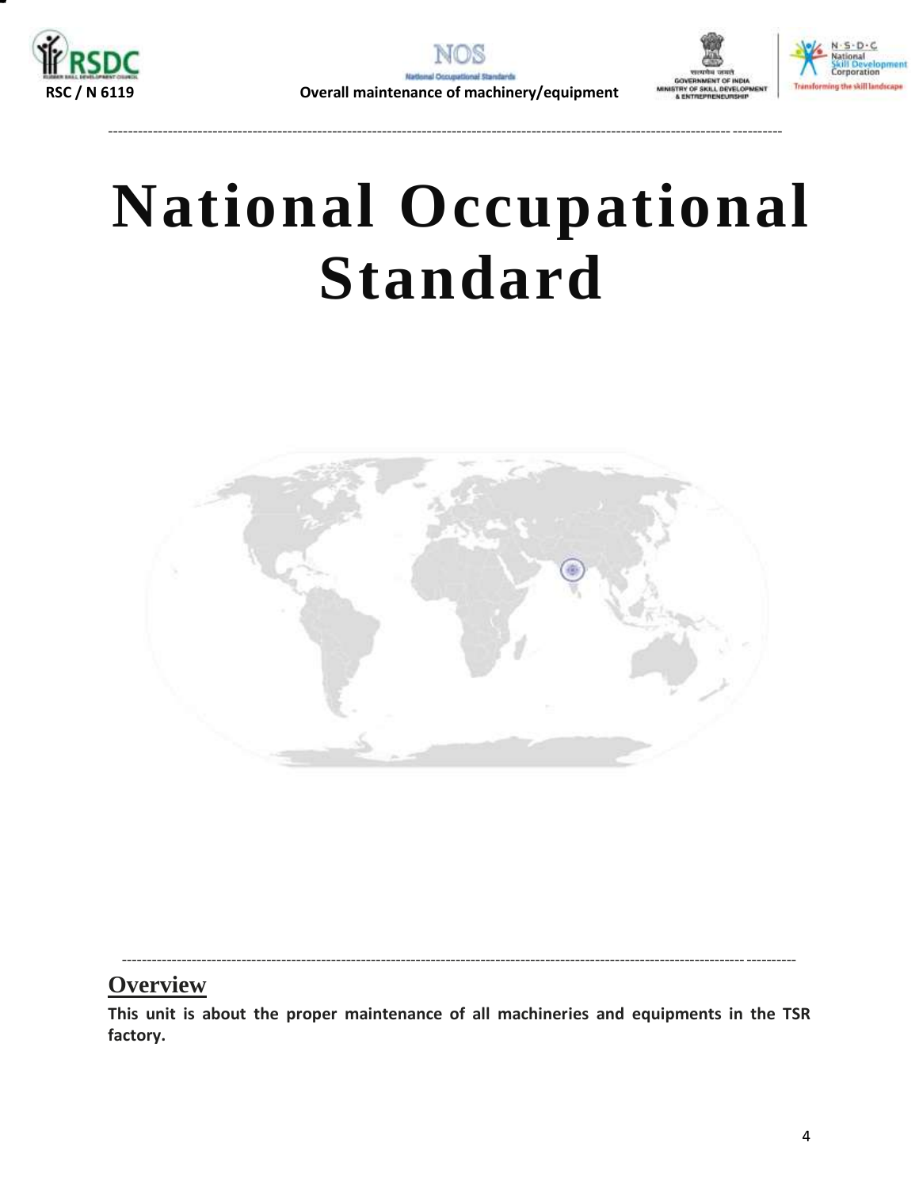# National Occupational Standard

## Overview

**This unit is about the proper maintenance of all machineries and equipments in the TSR factory.**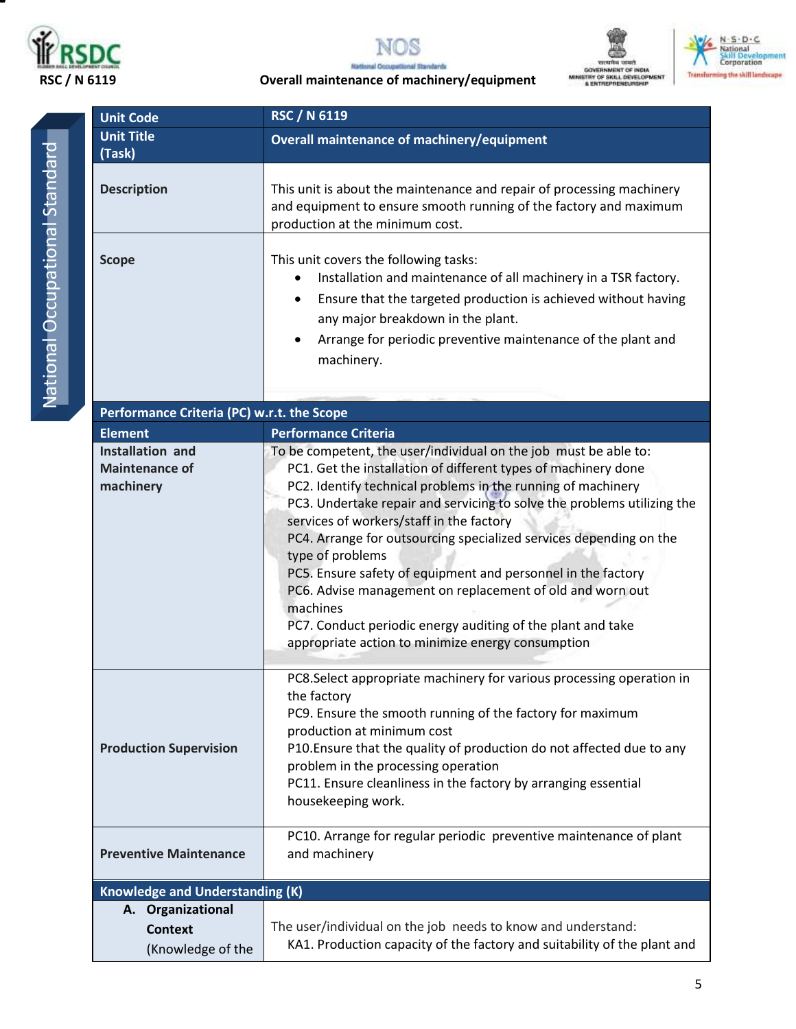| Unit Code | RSC / N 6119 |
|---|---|
| Unit Title (Task) | Overall maintenance of machinery/equipment |
| Description | This unit is about the maintenance and repair of processing machinery and equipment to ensure smooth running of the factory and maximum production at the minimum cost. |
| Scope | This unit covers the following tasks:<br>• Installation and maintenance of all machinery in a TSR factory.<br>• Ensure that the targeted production is achieved without having any major breakdown in the plant.<br>• Arrange for periodic preventive maintenance of the plant and machinery. |
| **Performance Criteria (PC) w.r.t. the Scope** | |
| **Element** | **Performance Criteria** |
| Installation and Maintenance of machinery | To be competent, the user/individual on the job must be able to:<br>PC1. Get the installation of different types of machinery done<br>PC2. Identify technical problems in the running of machinery<br>PC3. Undertake repair and servicing to solve the problems utilizing the services of workers/staff in the factory<br>PC4. Arrange for outsourcing specialized services depending on the type of problems<br>PC5. Ensure safety of equipment and personnel in the factory<br>PC6. Advise management on replacement of old and worn out machines<br>PC7. Conduct periodic energy auditing of the plant and take appropriate action to minimize energy consumption |
| Production Supervision | PC8.Select appropriate machinery for various processing operation in the factory<br>PC9. Ensure the smooth running of the factory for maximum production at minimum cost<br>P10.Ensure that the quality of production do not affected due to any problem in the processing operation<br>PC11. Ensure cleanliness in the factory by arranging essential housekeeping work. |
| Preventive Maintenance | PC10. Arrange for regular periodic preventive maintenance of plant and machinery |
| **Knowledge and Understanding (K)** | |
| A. Organizational Context (Knowledge of the | The user/individual on the job needs to know and understand:<br>KA1. Production capacity of the factory and suitability of the plant and |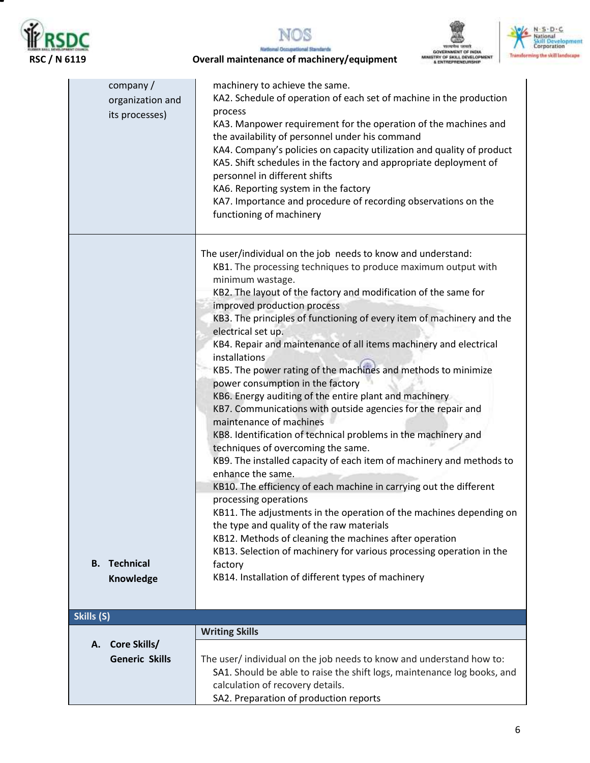| | |
|---|---|
| company / organization and its processes) | machinery to achieve the same.<br>KA2. Schedule of operation of each set of machine in the production process<br>KA3. Manpower requirement for the operation of the machines and the availability of personnel under his command<br>KA4. Company's policies on capacity utilization and quality of product<br>KA5. Shift schedules in the factory and appropriate deployment of personnel in different shifts<br>KA6. Reporting system in the factory<br>KA7. Importance and procedure of recording observations on the functioning of machinery |
| **B. Technical Knowledge** | The user/individual on the job needs to know and understand:<br>KB1. The processing techniques to produce maximum output with minimum wastage.<br>KB2. The layout of the factory and modification of the same for improved production process<br>KB3. The principles of functioning of every item of machinery and the electrical set up.<br>KB4. Repair and maintenance of all items machinery and electrical installations<br>KB5. The power rating of the machines and methods to minimize power consumption in the factory<br>KB6. Energy auditing of the entire plant and machinery<br>KB7. Communications with outside agencies for the repair and maintenance of machines<br>KB8. Identification of technical problems in the machinery and techniques of overcoming the same.<br>KB9. The installed capacity of each item of machinery and methods to enhance the same.<br>KB10. The efficiency of each machine in carrying out the different processing operations<br>KB11. The adjustments in the operation of the machines depending on the type and quality of the raw materials<br>KB12. Methods of cleaning the machines after operation<br>KB13. Selection of machinery for various processing operation in the factory<br>KB14. Installation of different types of machinery |
| **Skills (S)** | |
| **A. Core Skills/ Generic Skills** | **Writing Skills**<br><br>The user/ individual on the job needs to know and understand how to:<br>SA1. Should be able to raise the shift logs, maintenance log books, and calculation of recovery details.<br>SA2. Preparation of production reports |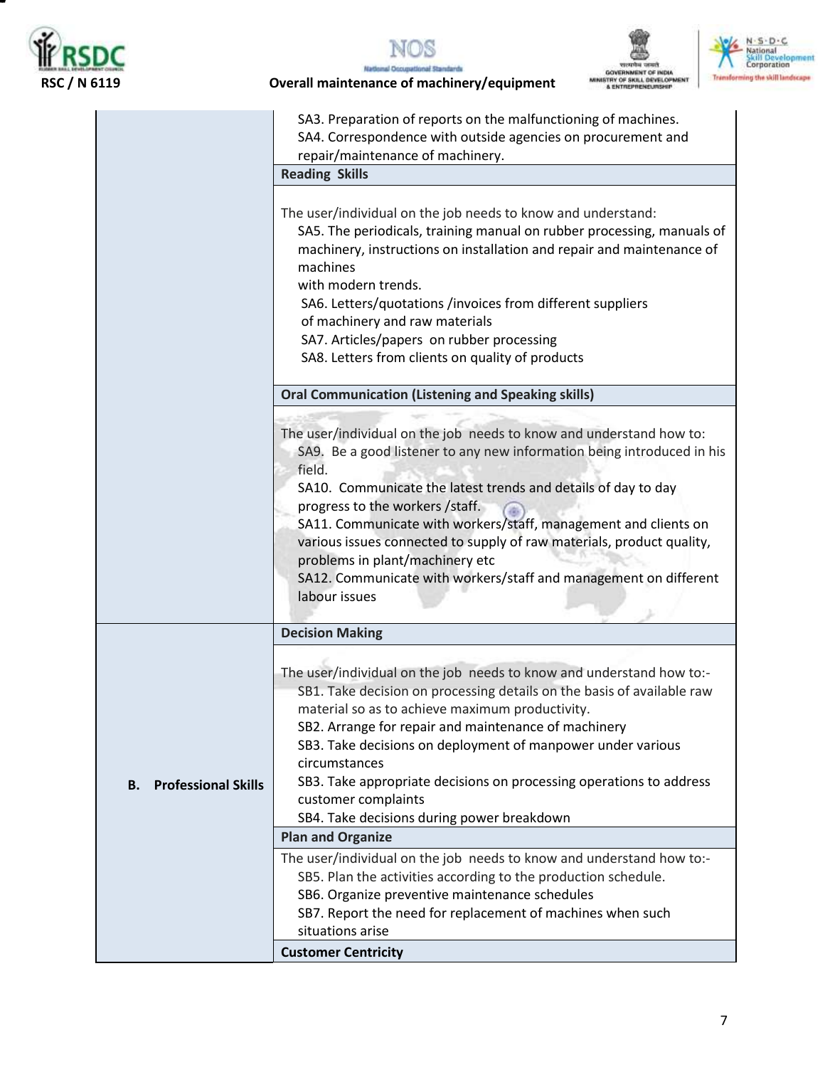| | |
|---|---|
| | SA3. Preparation of reports on the malfunctioning of machines.<br>SA4. Correspondence with outside agencies on procurement and repair/maintenance of machinery. |
| | **Reading Skills** |
| | The user/individual on the job needs to know and understand:<br>SA5. The periodicals, training manual on rubber processing, manuals of machinery, instructions on installation and repair and maintenance of machines<br>with modern trends.<br>SA6. Letters/quotations /invoices from different suppliers of machinery and raw materials<br>SA7. Articles/papers on rubber processing<br>SA8. Letters from clients on quality of products |
| | **Oral Communication (Listening and Speaking skills)** |
| | The user/individual on the job needs to know and understand how to:<br>SA9. Be a good listener to any new information being introduced in his field.<br>SA10. Communicate the latest trends and details of day to day progress to the workers /staff.<br>SA11. Communicate with workers/staff, management and clients on various issues connected to supply of raw materials, product quality, problems in plant/machinery etc<br>SA12. Communicate with workers/staff and management on different labour issues |
| **B. Professional Skills** | **Decision Making** |
| | The user/individual on the job needs to know and understand how to:-<br>SB1. Take decision on processing details on the basis of available raw material so as to achieve maximum productivity.<br>SB2. Arrange for repair and maintenance of machinery<br>SB3. Take decisions on deployment of manpower under various circumstances<br>SB3. Take appropriate decisions on processing operations to address customer complaints<br>SB4. Take decisions during power breakdown |
| | **Plan and Organize** |
| | The user/individual on the job needs to know and understand how to:-<br>SB5. Plan the activities according to the production schedule.<br>SB6. Organize preventive maintenance schedules<br>SB7. Report the need for replacement of machines when such situations arise |
| | **Customer Centricity** |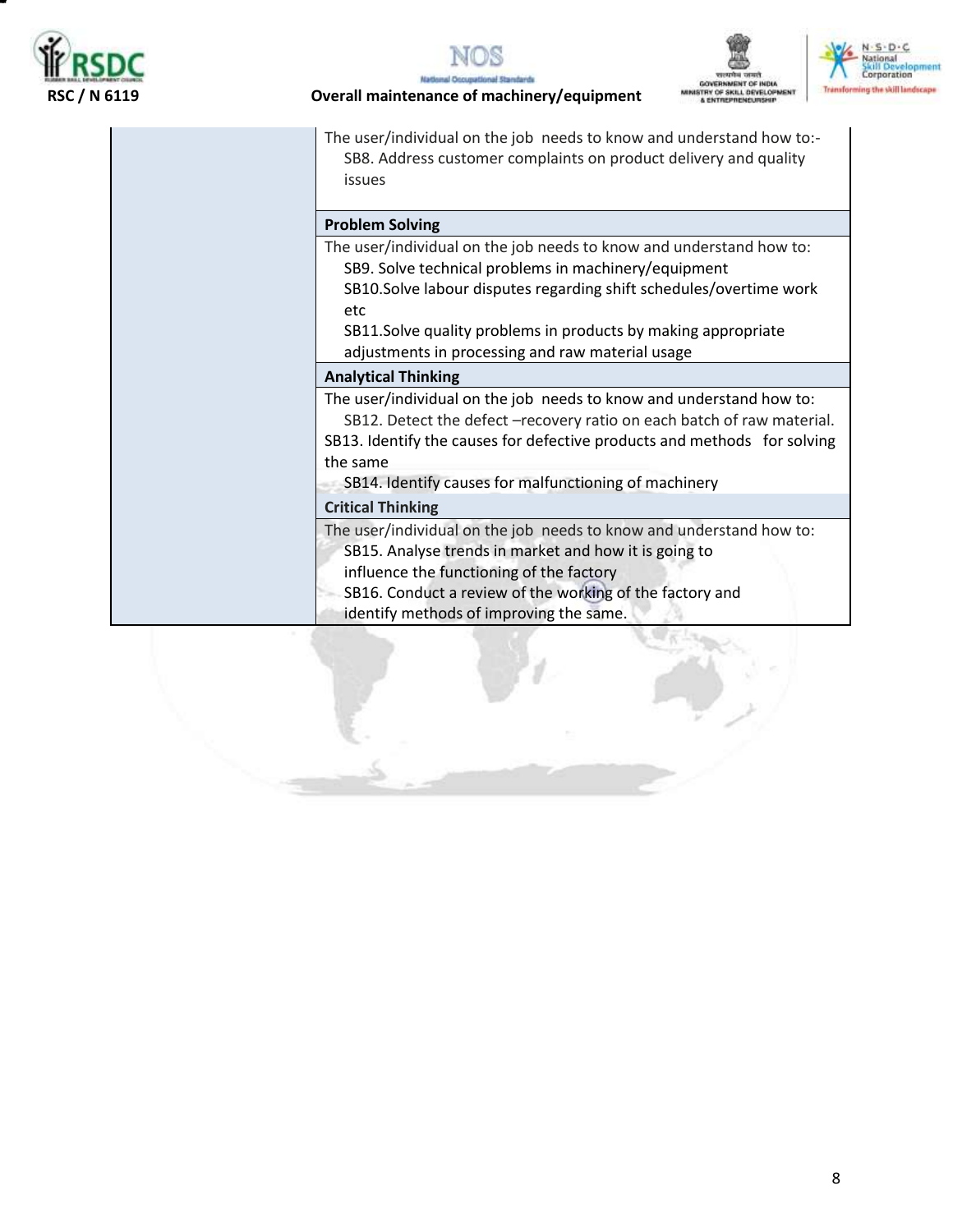| | |
|---|---|
| | The user/individual on the job needs to know and understand how to:-<br>SB8. Address customer complaints on product delivery and quality issues |
| | **Problem Solving** |
| | The user/individual on the job needs to know and understand how to:<br>SB9. Solve technical problems in machinery/equipment<br>SB10.Solve labour disputes regarding shift schedules/overtime work etc<br>SB11.Solve quality problems in products by making appropriate adjustments in processing and raw material usage |
| | **Analytical Thinking** |
| | The user/individual on the job needs to know and understand how to:<br>SB12. Detect the defect –recovery ratio on each batch of raw material.<br>SB13. Identify the causes for defective products and methods for solving the same<br>SB14. Identify causes for malfunctioning of machinery |
| | **Critical Thinking** |
| | The user/individual on the job needs to know and understand how to:<br>SB15. Analyse trends in market and how it is going to influence the functioning of the factory<br>SB16. Conduct a review of the working of the factory and identify methods of improving the same. |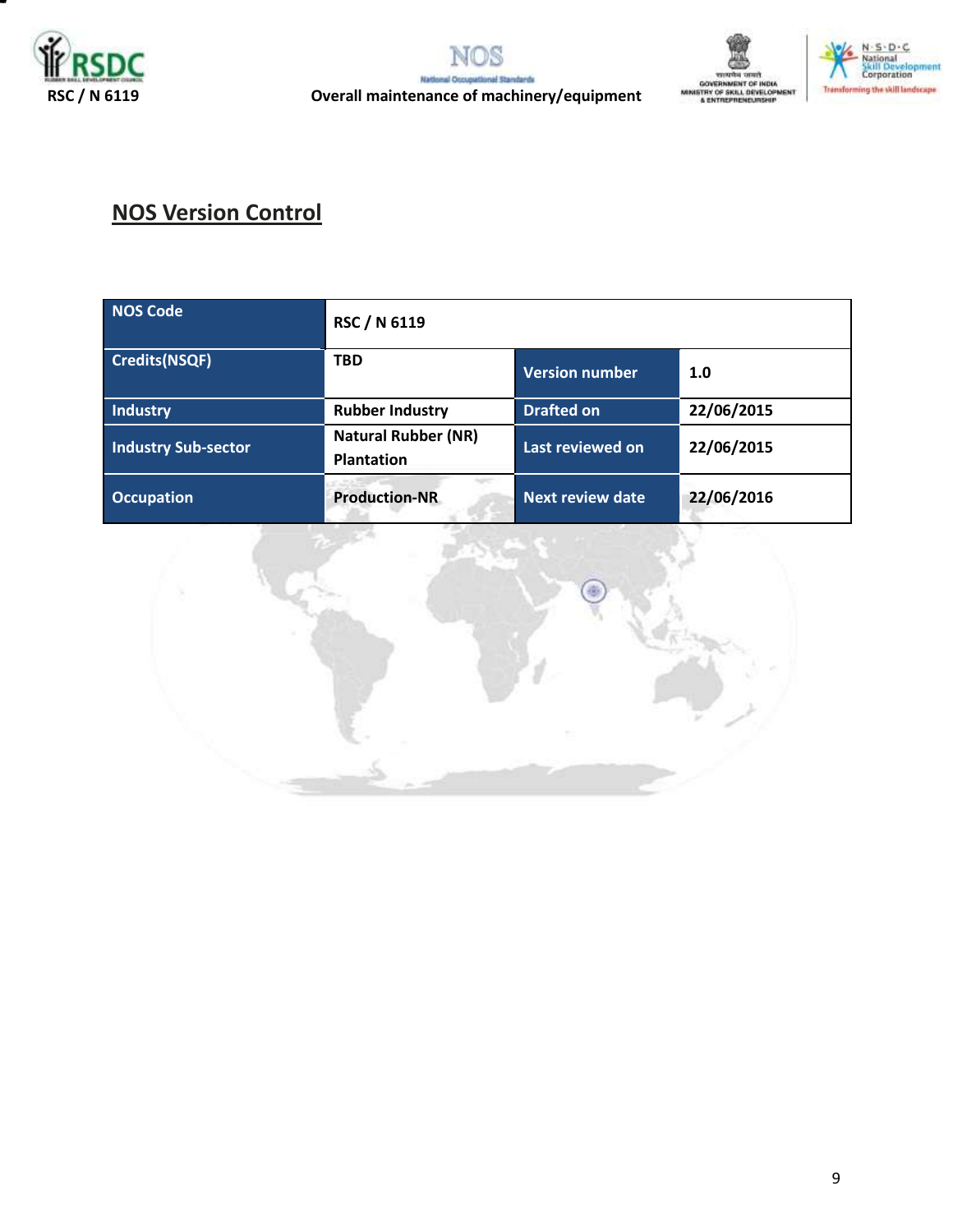## NOS Version Control

| NOS Code | RSC / N 6119 | | |
|---|---|---|---|
| Credits(NSQF) | TBD | Version number | 1.0 |
| Industry | Rubber Industry | Drafted on | 22/06/2015 |
| Industry Sub-sector | Natural Rubber (NR) Plantation | Last reviewed on | 22/06/2015 |
| Occupation | Production-NR | Next review date | 22/06/2016 |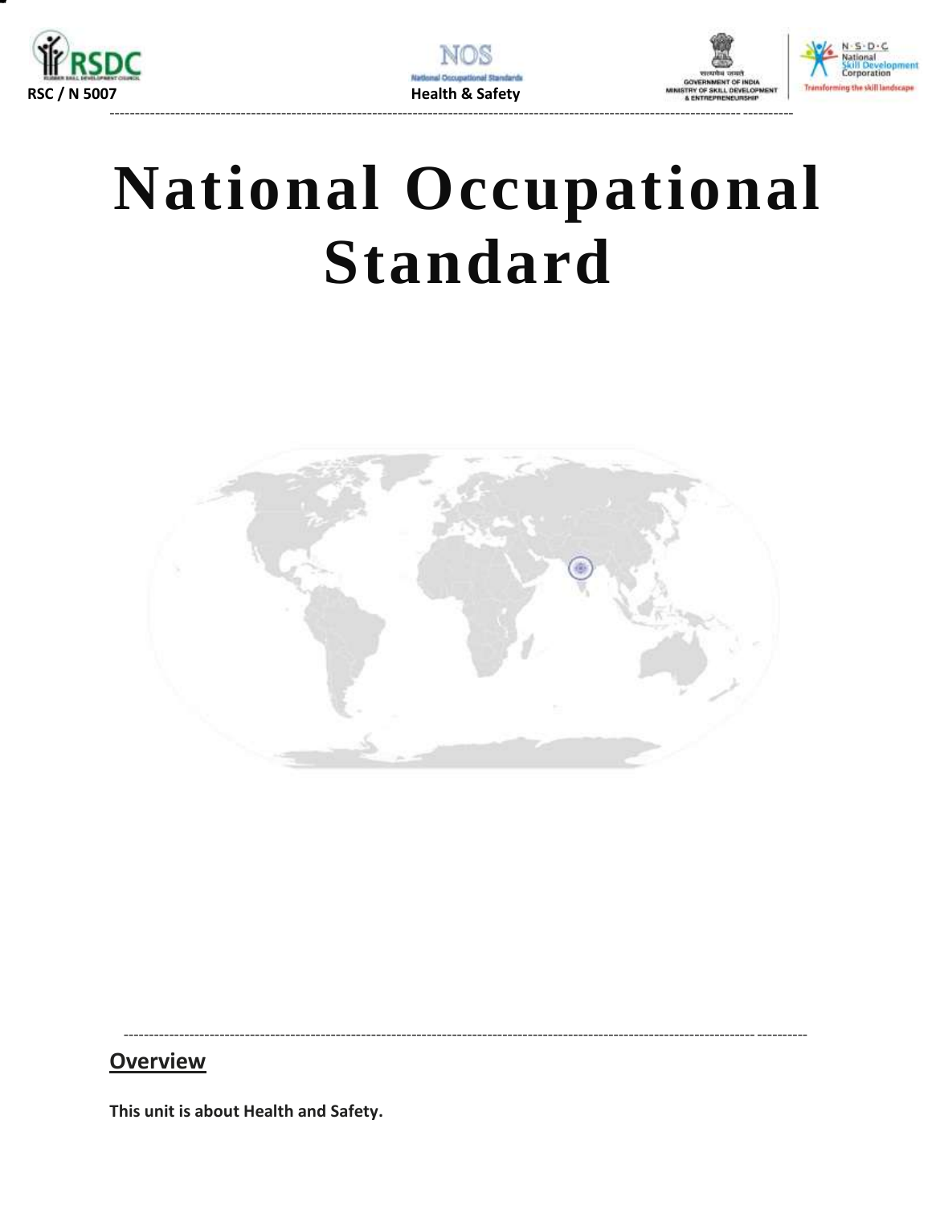# National Occupational Standard

## Overview

**This unit is about Health and Safety.**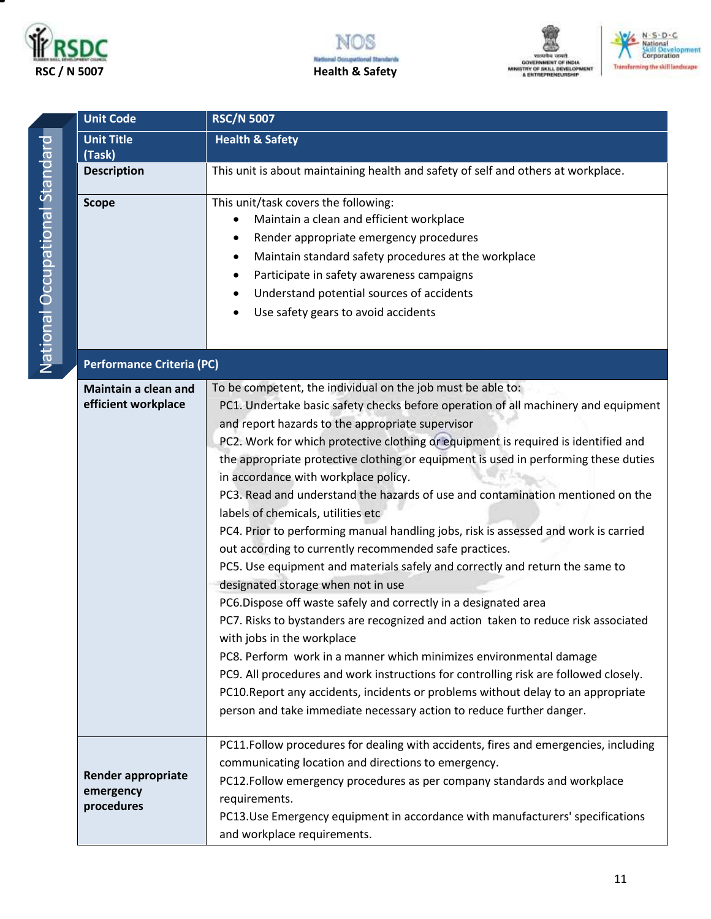| Unit Code | RSC/N 5007 |
|---|---|
| **Unit Title (Task)** | **Health & Safety** |
| **Description** | This unit is about maintaining health and safety of self and others at workplace. |
| **Scope** | This unit/task covers the following:<br>• Maintain a clean and efficient workplace<br>• Render appropriate emergency procedures<br>• Maintain standard safety procedures at the workplace<br>• Participate in safety awareness campaigns<br>• Understand potential sources of accidents<br>• Use safety gears to avoid accidents |
| **Performance Criteria (PC)** | |
| **Maintain a clean and efficient workplace** | To be competent, the individual on the job must be able to:<br>PC1. Undertake basic safety checks before operation of all machinery and equipment and report hazards to the appropriate supervisor<br>PC2. Work for which protective clothing or equipment is required is identified and the appropriate protective clothing or equipment is used in performing these duties in accordance with workplace policy.<br>PC3. Read and understand the hazards of use and contamination mentioned on the labels of chemicals, utilities etc<br>PC4. Prior to performing manual handling jobs, risk is assessed and work is carried out according to currently recommended safe practices.<br>PC5. Use equipment and materials safely and correctly and return the same to designated storage when not in use<br>PC6.Dispose off waste safely and correctly in a designated area<br>PC7. Risks to bystanders are recognized and action taken to reduce risk associated with jobs in the workplace<br>PC8. Perform work in a manner which minimizes environmental damage<br>PC9. All procedures and work instructions for controlling risk are followed closely.<br>PC10.Report any accidents, incidents or problems without delay to an appropriate person and take immediate necessary action to reduce further danger. |
| **Render appropriate emergency procedures** | PC11.Follow procedures for dealing with accidents, fires and emergencies, including communicating location and directions to emergency.<br>PC12.Follow emergency procedures as per company standards and workplace requirements.<br>PC13.Use Emergency equipment in accordance with manufacturers' specifications and workplace requirements. |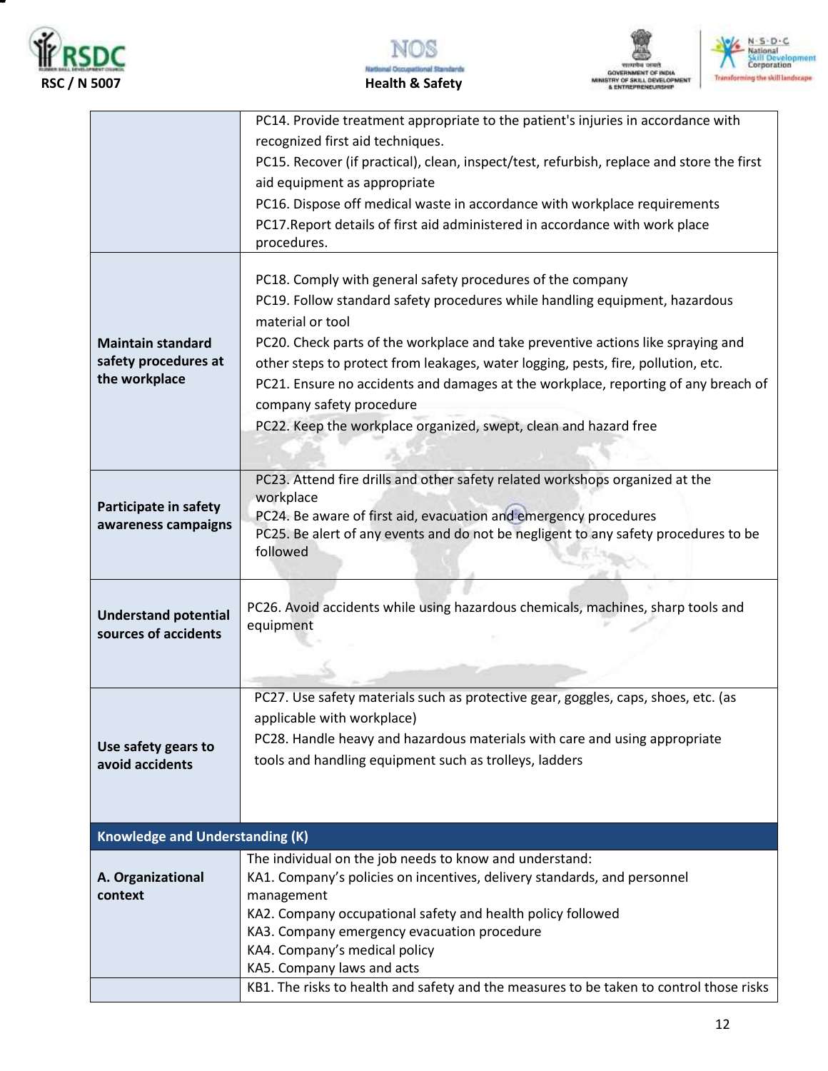| | |
|---|---|
| | PC14. Provide treatment appropriate to the patient's injuries in accordance with recognized first aid techniques.<br>PC15. Recover (if practical), clean, inspect/test, refurbish, replace and store the first aid equipment as appropriate<br>PC16. Dispose off medical waste in accordance with workplace requirements<br>PC17.Report details of first aid administered in accordance with work place procedures. |
| **Maintain standard safety procedures at the workplace** | PC18. Comply with general safety procedures of the company<br>PC19. Follow standard safety procedures while handling equipment, hazardous material or tool<br>PC20. Check parts of the workplace and take preventive actions like spraying and other steps to protect from leakages, water logging, pests, fire, pollution, etc.<br>PC21. Ensure no accidents and damages at the workplace, reporting of any breach of company safety procedure<br>PC22. Keep the workplace organized, swept, clean and hazard free |
| **Participate in safety awareness campaigns** | PC23. Attend fire drills and other safety related workshops organized at the workplace<br>PC24. Be aware of first aid, evacuation and emergency procedures<br>PC25. Be alert of any events and do not be negligent to any safety procedures to be followed |
| **Understand potential sources of accidents** | PC26. Avoid accidents while using hazardous chemicals, machines, sharp tools and equipment |
| **Use safety gears to avoid accidents** | PC27. Use safety materials such as protective gear, goggles, caps, shoes, etc. (as applicable with workplace)<br>PC28. Handle heavy and hazardous materials with care and using appropriate tools and handling equipment such as trolleys, ladders |
| **Knowledge and Understanding (K)** | |
| **A. Organizational context** | The individual on the job needs to know and understand:<br>KA1. Company's policies on incentives, delivery standards, and personnel management<br>KA2. Company occupational safety and health policy followed<br>KA3. Company emergency evacuation procedure<br>KA4. Company's medical policy<br>KA5. Company laws and acts |
| | KB1. The risks to health and safety and the measures to be taken to control those risks |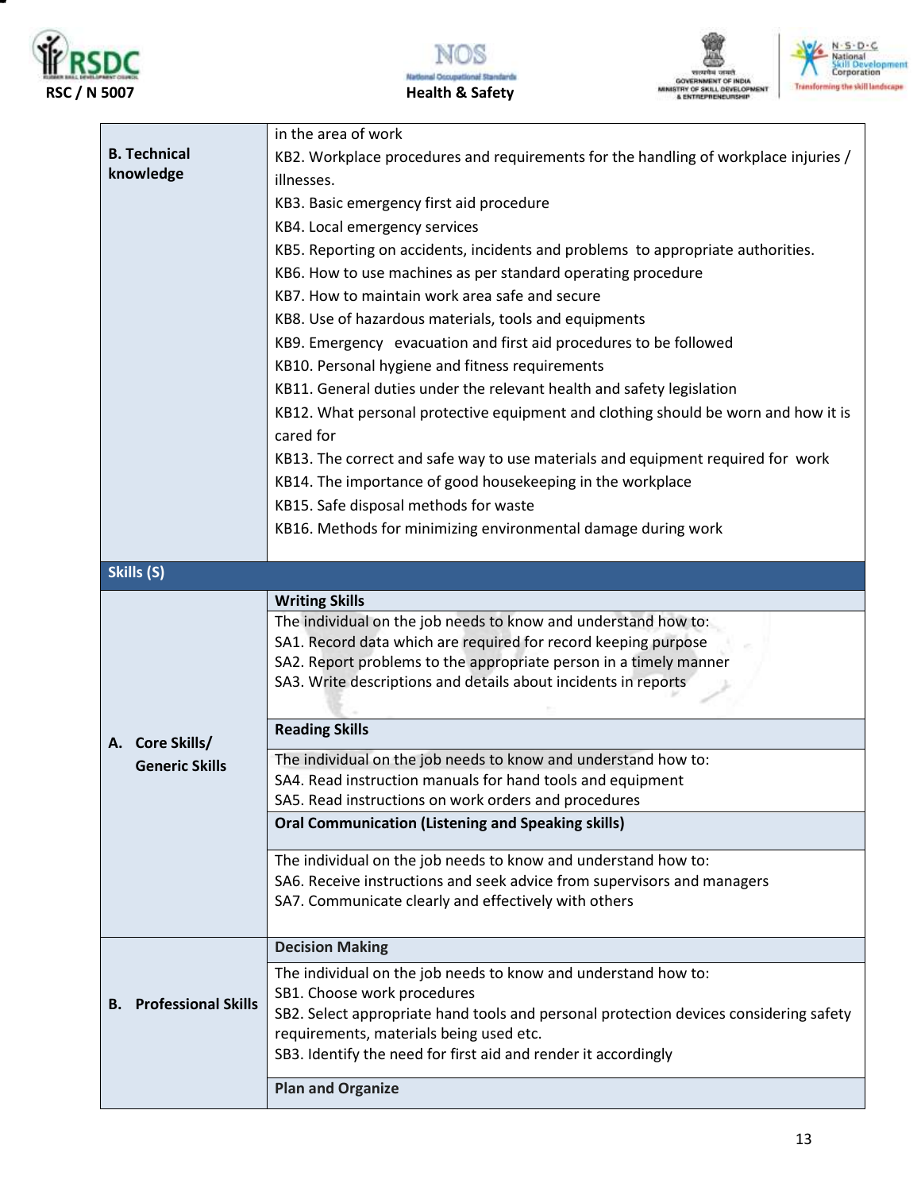| | |
|---|---|
| **B. Technical knowledge** | in the area of work<br>KB2. Workplace procedures and requirements for the handling of workplace injuries / illnesses.<br>KB3. Basic emergency first aid procedure<br>KB4. Local emergency services<br>KB5. Reporting on accidents, incidents and problems to appropriate authorities.<br>KB6. How to use machines as per standard operating procedure<br>KB7. How to maintain work area safe and secure<br>KB8. Use of hazardous materials, tools and equipments<br>KB9. Emergency evacuation and first aid procedures to be followed<br>KB10. Personal hygiene and fitness requirements<br>KB11. General duties under the relevant health and safety legislation<br>KB12. What personal protective equipment and clothing should be worn and how it is cared for<br>KB13. The correct and safe way to use materials and equipment required for work<br>KB14. The importance of good housekeeping in the workplace<br>KB15. Safe disposal methods for waste<br>KB16. Methods for minimizing environmental damage during work |
| **Skills (S)** | |
| **A. Core Skills/ Generic Skills** | **Writing Skills** |
| | The individual on the job needs to know and understand how to:<br>SA1. Record data which are required for record keeping purpose<br>SA2. Report problems to the appropriate person in a timely manner<br>SA3. Write descriptions and details about incidents in reports |
| | **Reading Skills** |
| | The individual on the job needs to know and understand how to:<br>SA4. Read instruction manuals for hand tools and equipment<br>SA5. Read instructions on work orders and procedures |
| | **Oral Communication (Listening and Speaking skills)** |
| | The individual on the job needs to know and understand how to:<br>SA6. Receive instructions and seek advice from supervisors and managers<br>SA7. Communicate clearly and effectively with others |
| **B. Professional Skills** | **Decision Making** |
| | The individual on the job needs to know and understand how to:<br>SB1. Choose work procedures<br>SB2. Select appropriate hand tools and personal protection devices considering safety requirements, materials being used etc.<br>SB3. Identify the need for first aid and render it accordingly |
| | **Plan and Organize** |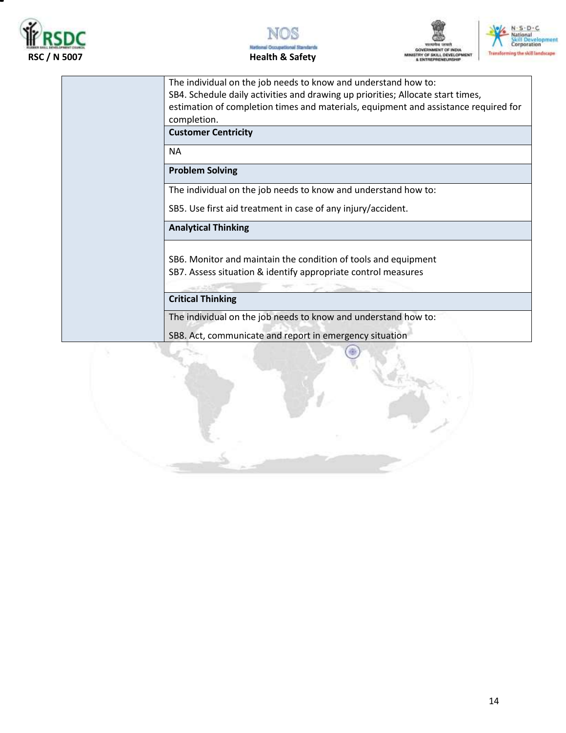| | |
|---|---|
| | The individual on the job needs to know and understand how to:<br>SB4. Schedule daily activities and drawing up priorities; Allocate start times, estimation of completion times and materials, equipment and assistance required for completion. |
| | **Customer Centricity** |
| | NA |
| | **Problem Solving** |
| | The individual on the job needs to know and understand how to:<br>SB5. Use first aid treatment in case of any injury/accident. |
| | **Analytical Thinking** |
| | SB6. Monitor and maintain the condition of tools and equipment<br>SB7. Assess situation & identify appropriate control measures |
| | **Critical Thinking** |
| | The individual on the job needs to know and understand how to:<br>SB8. Act, communicate and report in emergency situation |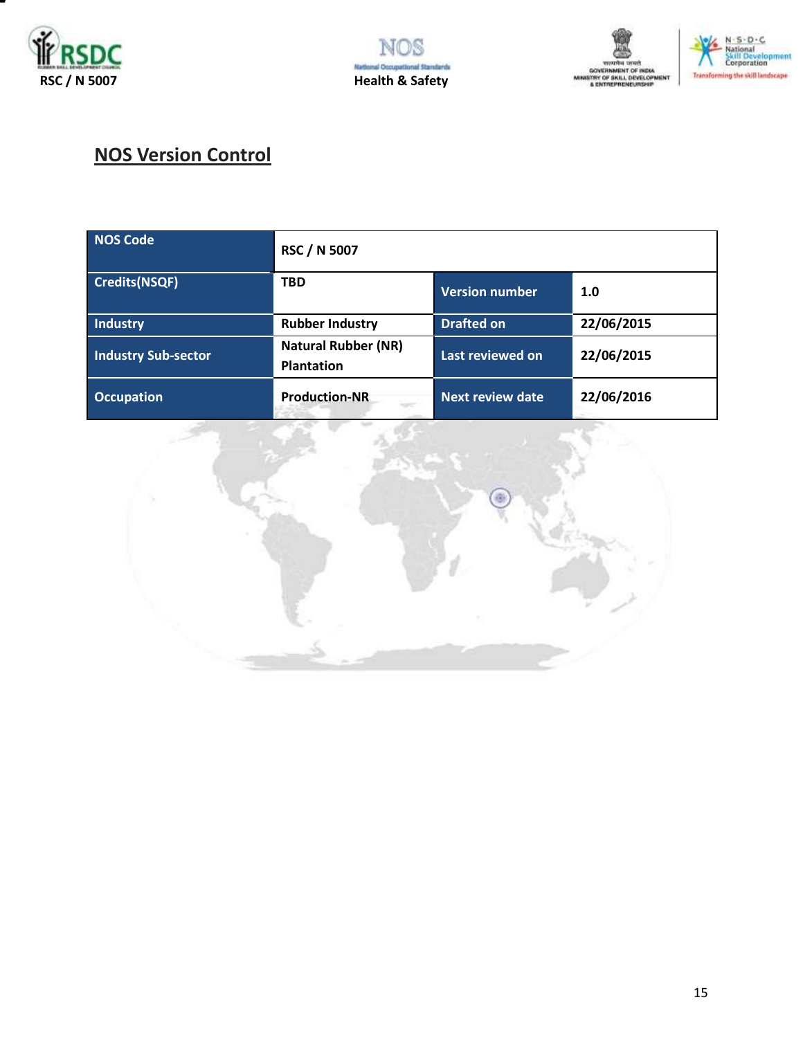## NOS Version Control

| NOS Code | RSC / N 5007 | | |
|---|---|---|---|
| Credits(NSQF) | TBD | Version number | 1.0 |
| Industry | Rubber Industry | Drafted on | 22/06/2015 |
| Industry Sub-sector | Natural Rubber (NR) Plantation | Last reviewed on | 22/06/2015 |
| Occupation | Production-NR | Next review date | 22/06/2016 |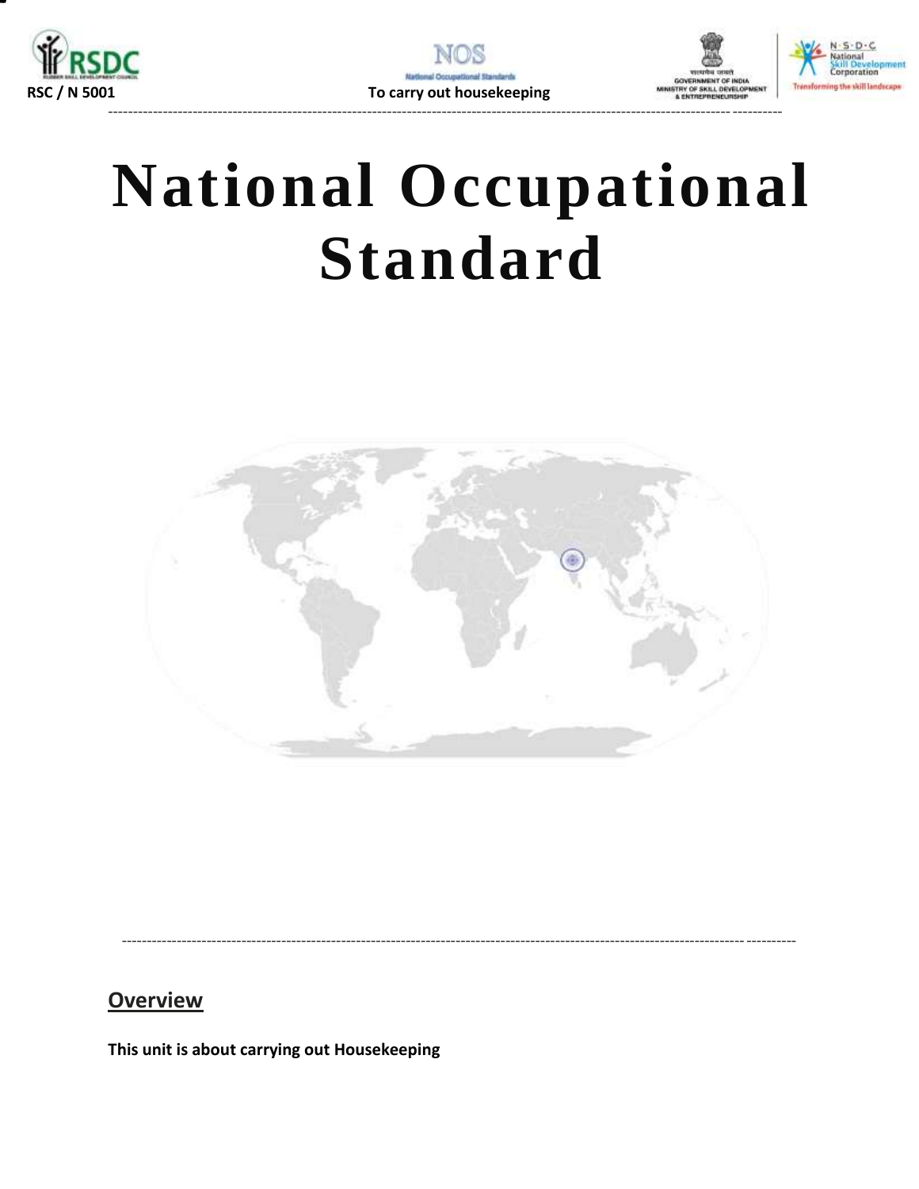# National Occupational Standard

## Overview

**This unit is about carrying out Housekeeping**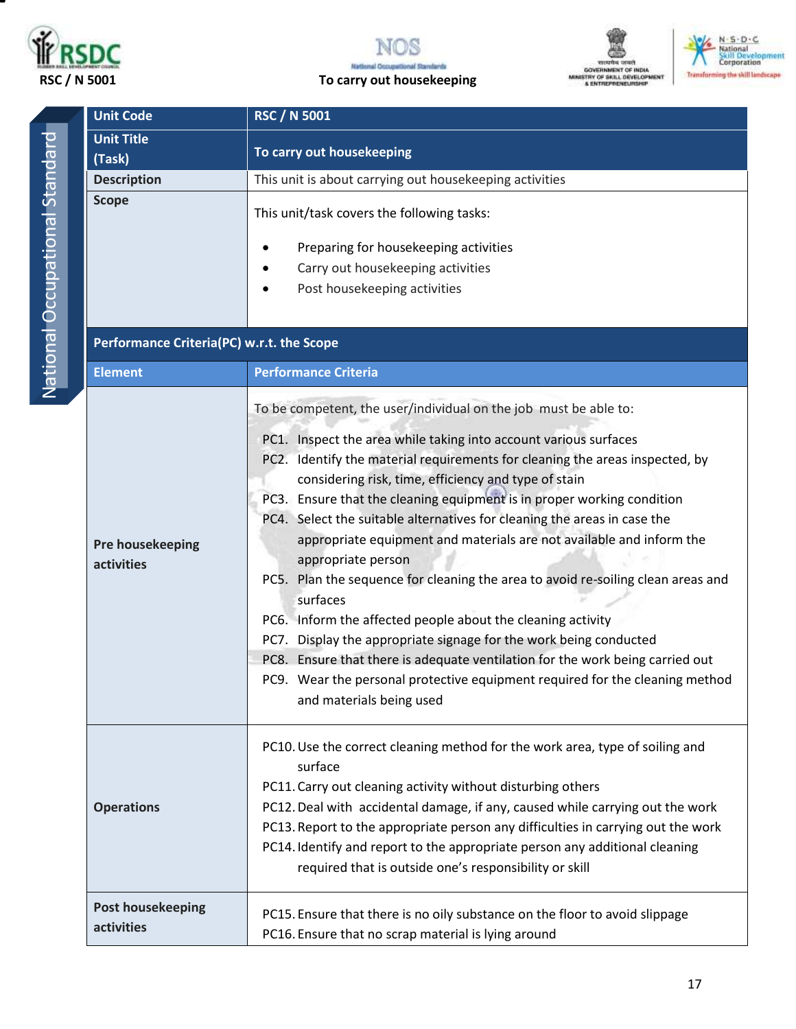| Unit Code | RSC / N 5001 |
|---|---|
| Unit Title (Task) | To carry out housekeeping |
| Description | This unit is about carrying out housekeeping activities |
| Scope | This unit/task covers the following tasks:<br>• Preparing for housekeeping activities<br>• Carry out housekeeping activities<br>• Post housekeeping activities |
| **Performance Criteria(PC) w.r.t. the Scope** | |
| **Element** | **Performance Criteria** |
| Pre housekeeping activities | To be competent, the user/individual on the job must be able to:<br>PC1. Inspect the area while taking into account various surfaces<br>PC2. Identify the material requirements for cleaning the areas inspected, by considering risk, time, efficiency and type of stain<br>PC3. Ensure that the cleaning equipment is in proper working condition<br>PC4. Select the suitable alternatives for cleaning the areas in case the appropriate equipment and materials are not available and inform the appropriate person<br>PC5. Plan the sequence for cleaning the area to avoid re-soiling clean areas and surfaces<br>PC6. Inform the affected people about the cleaning activity<br>PC7. Display the appropriate signage for the work being conducted<br>PC8. Ensure that there is adequate ventilation for the work being carried out<br>PC9. Wear the personal protective equipment required for the cleaning method and materials being used |
| Operations | PC10. Use the correct cleaning method for the work area, type of soiling and surface<br>PC11. Carry out cleaning activity without disturbing others<br>PC12. Deal with accidental damage, if any, caused while carrying out the work<br>PC13. Report to the appropriate person any difficulties in carrying out the work<br>PC14. Identify and report to the appropriate person any additional cleaning required that is outside one's responsibility or skill |
| Post housekeeping activities | PC15. Ensure that there is no oily substance on the floor to avoid slippage<br>PC16. Ensure that no scrap material is lying around |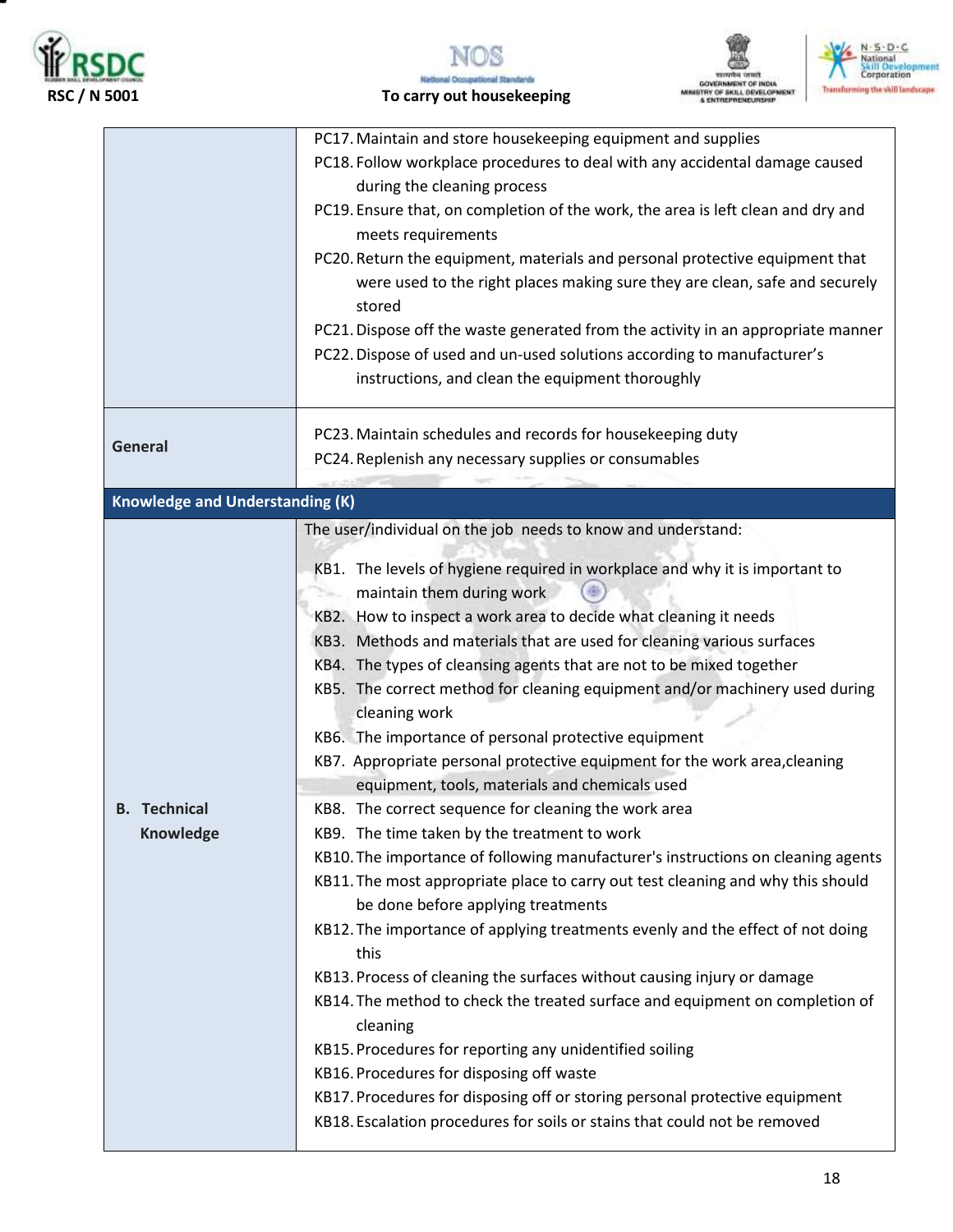| | |
|---|---|
| | PC17. Maintain and store housekeeping equipment and supplies<br>PC18. Follow workplace procedures to deal with any accidental damage caused during the cleaning process<br>PC19. Ensure that, on completion of the work, the area is left clean and dry and meets requirements<br>PC20. Return the equipment, materials and personal protective equipment that were used to the right places making sure they are clean, safe and securely stored<br>PC21. Dispose off the waste generated from the activity in an appropriate manner<br>PC22. Dispose of used and un-used solutions according to manufacturer's instructions, and clean the equipment thoroughly |
| **General** | PC23. Maintain schedules and records for housekeeping duty<br>PC24. Replenish any necessary supplies or consumables |
| **Knowledge and Understanding (K)** | |
| **B. Technical Knowledge** | The user/individual on the job needs to know and understand:<br>KB1. The levels of hygiene required in workplace and why it is important to maintain them during work<br>KB2. How to inspect a work area to decide what cleaning it needs<br>KB3. Methods and materials that are used for cleaning various surfaces<br>KB4. The types of cleansing agents that are not to be mixed together<br>KB5. The correct method for cleaning equipment and/or machinery used during cleaning work<br>KB6. The importance of personal protective equipment<br>KB7. Appropriate personal protective equipment for the work area,cleaning equipment, tools, materials and chemicals used<br>KB8. The correct sequence for cleaning the work area<br>KB9. The time taken by the treatment to work<br>KB10. The importance of following manufacturer's instructions on cleaning agents<br>KB11. The most appropriate place to carry out test cleaning and why this should be done before applying treatments<br>KB12. The importance of applying treatments evenly and the effect of not doing this<br>KB13. Process of cleaning the surfaces without causing injury or damage<br>KB14. The method to check the treated surface and equipment on completion of cleaning<br>KB15. Procedures for reporting any unidentified soiling<br>KB16. Procedures for disposing off waste<br>KB17. Procedures for disposing off or storing personal protective equipment<br>KB18. Escalation procedures for soils or stains that could not be removed |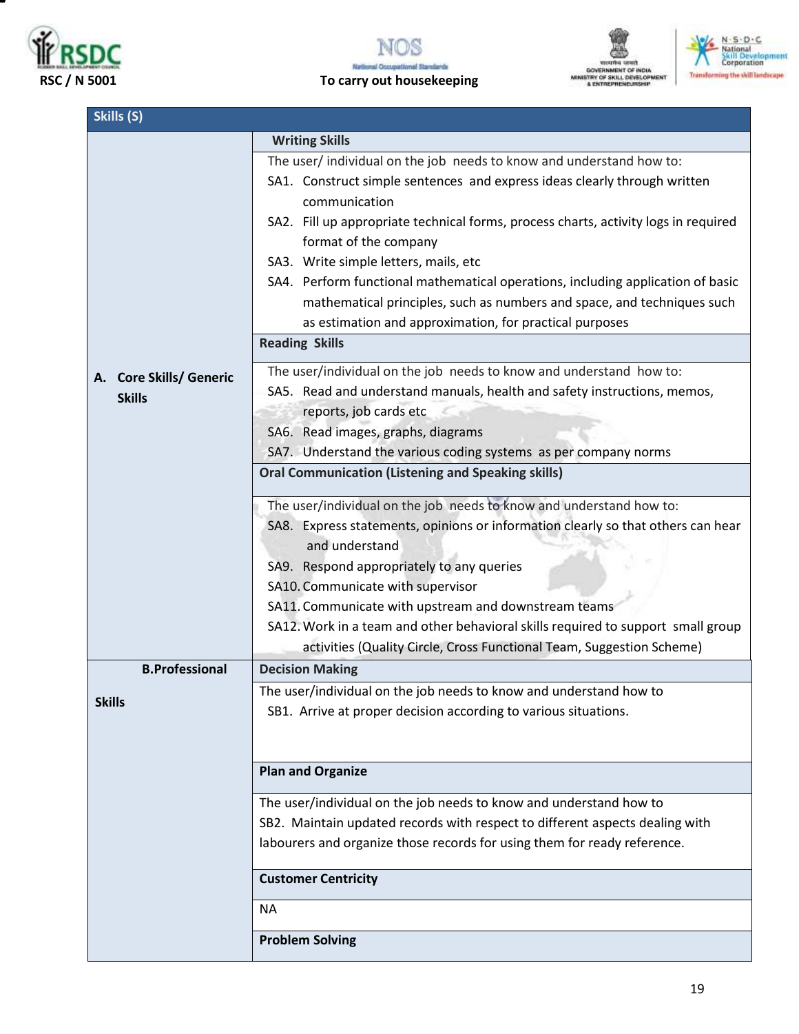| Skills (S) | |
|---|---|
| **A. Core Skills/ Generic Skills** | **Writing Skills** |
| | The user/ individual on the job needs to know and understand how to:<br>SA1. Construct simple sentences and express ideas clearly through written communication<br>SA2. Fill up appropriate technical forms, process charts, activity logs in required format of the company<br>SA3. Write simple letters, mails, etc<br>SA4. Perform functional mathematical operations, including application of basic mathematical principles, such as numbers and space, and techniques such as estimation and approximation, for practical purposes |
| | **Reading Skills** |
| | The user/individual on the job needs to know and understand how to:<br>SA5. Read and understand manuals, health and safety instructions, memos, reports, job cards etc<br>SA6. Read images, graphs, diagrams<br>SA7. Understand the various coding systems as per company norms |
| | **Oral Communication (Listening and Speaking skills)** |
| | The user/individual on the job needs to know and understand how to:<br>SA8. Express statements, opinions or information clearly so that others can hear and understand<br>SA9. Respond appropriately to any queries<br>SA10. Communicate with supervisor<br>SA11. Communicate with upstream and downstream teams<br>SA12. Work in a team and other behavioral skills required to support small group activities (Quality Circle, Cross Functional Team, Suggestion Scheme) |
| **B. Professional Skills** | **Decision Making** |
| | The user/individual on the job needs to know and understand how to<br>SB1. Arrive at proper decision according to various situations. |
| | **Plan and Organize** |
| | The user/individual on the job needs to know and understand how to<br>SB2. Maintain updated records with respect to different aspects dealing with labourers and organize those records for using them for ready reference. |
| | **Customer Centricity** |
| | NA |
| | **Problem Solving** |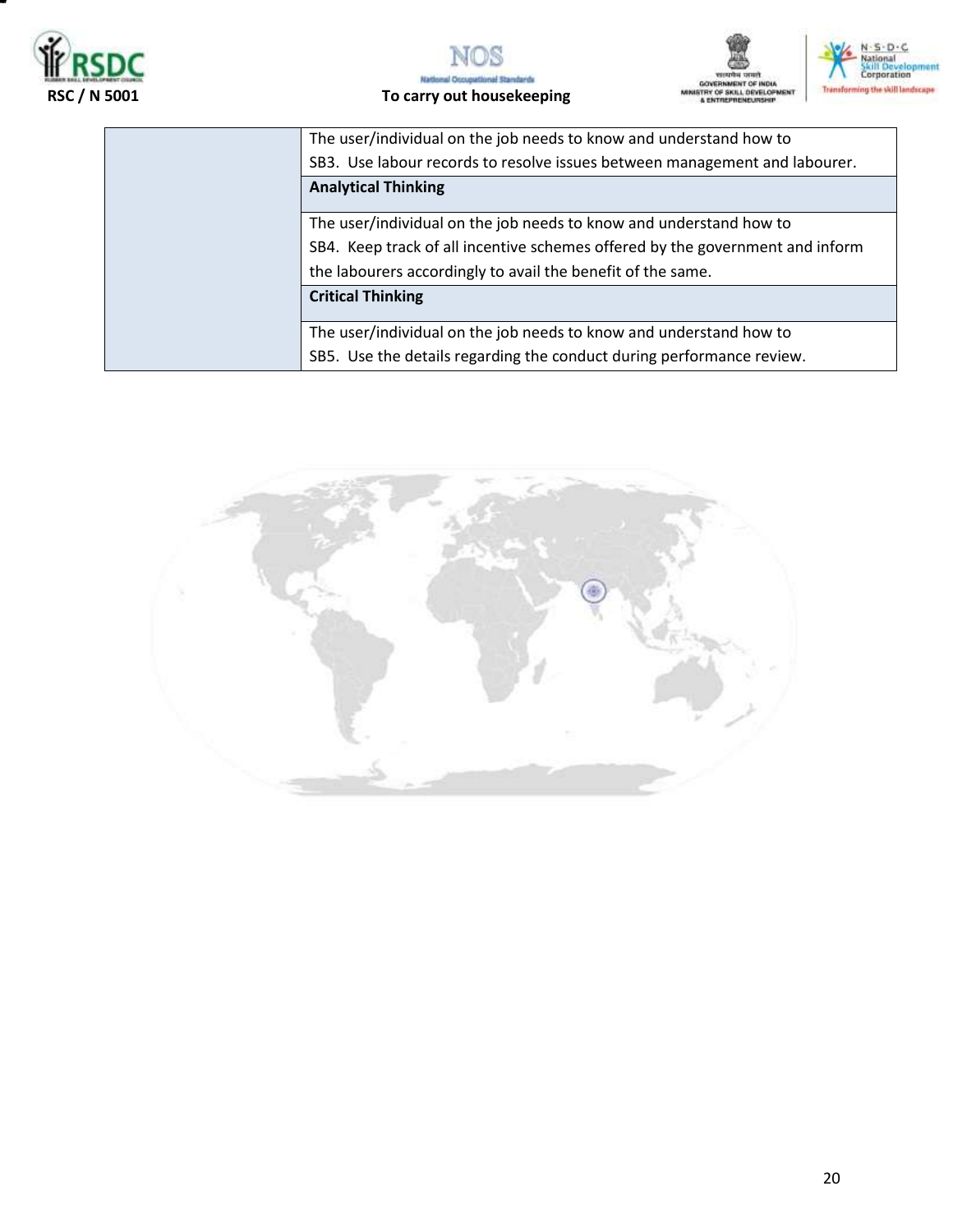|  |  |
|---|---|
|  | The user/individual on the job needs to know and understand how to<br>SB3. Use labour records to resolve issues between management and labourer. |
|  | **Analytical Thinking** |
|  | The user/individual on the job needs to know and understand how to<br>SB4. Keep track of all incentive schemes offered by the government and inform the labourers accordingly to avail the benefit of the same. |
|  | **Critical Thinking** |
|  | The user/individual on the job needs to know and understand how to<br>SB5. Use the details regarding the conduct during performance review. |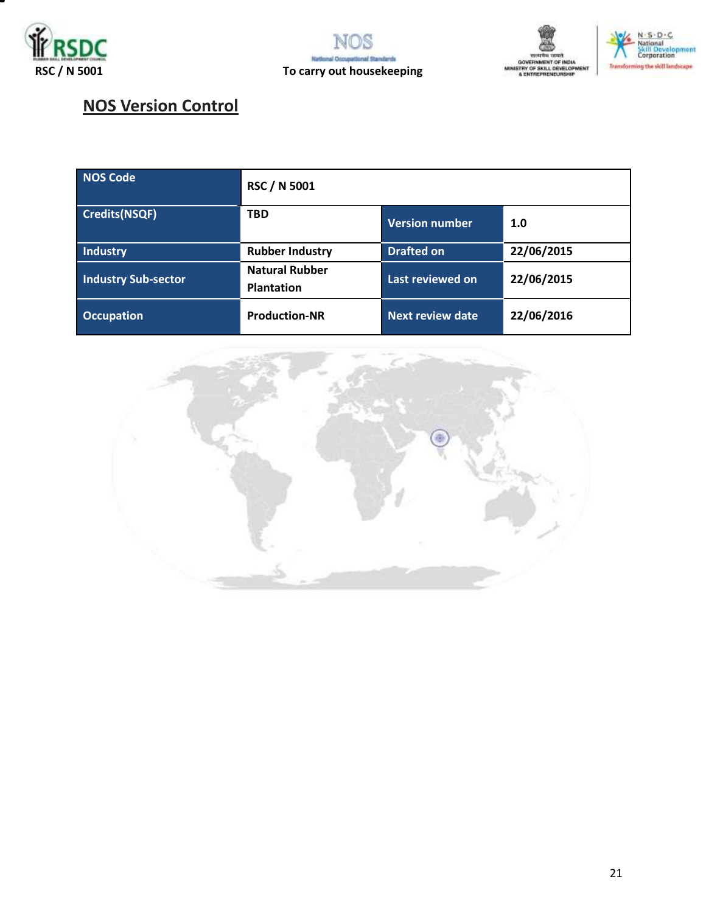## NOS Version Control

| NOS Code | RSC / N 5001 | | |
|---|---|---|---|
| Credits(NSQF) | TBD | Version number | 1.0 |
| Industry | Rubber Industry | Drafted on | 22/06/2015 |
| Industry Sub-sector | Natural Rubber Plantation | Last reviewed on | 22/06/2015 |
| Occupation | Production-NR | Next review date | 22/06/2016 |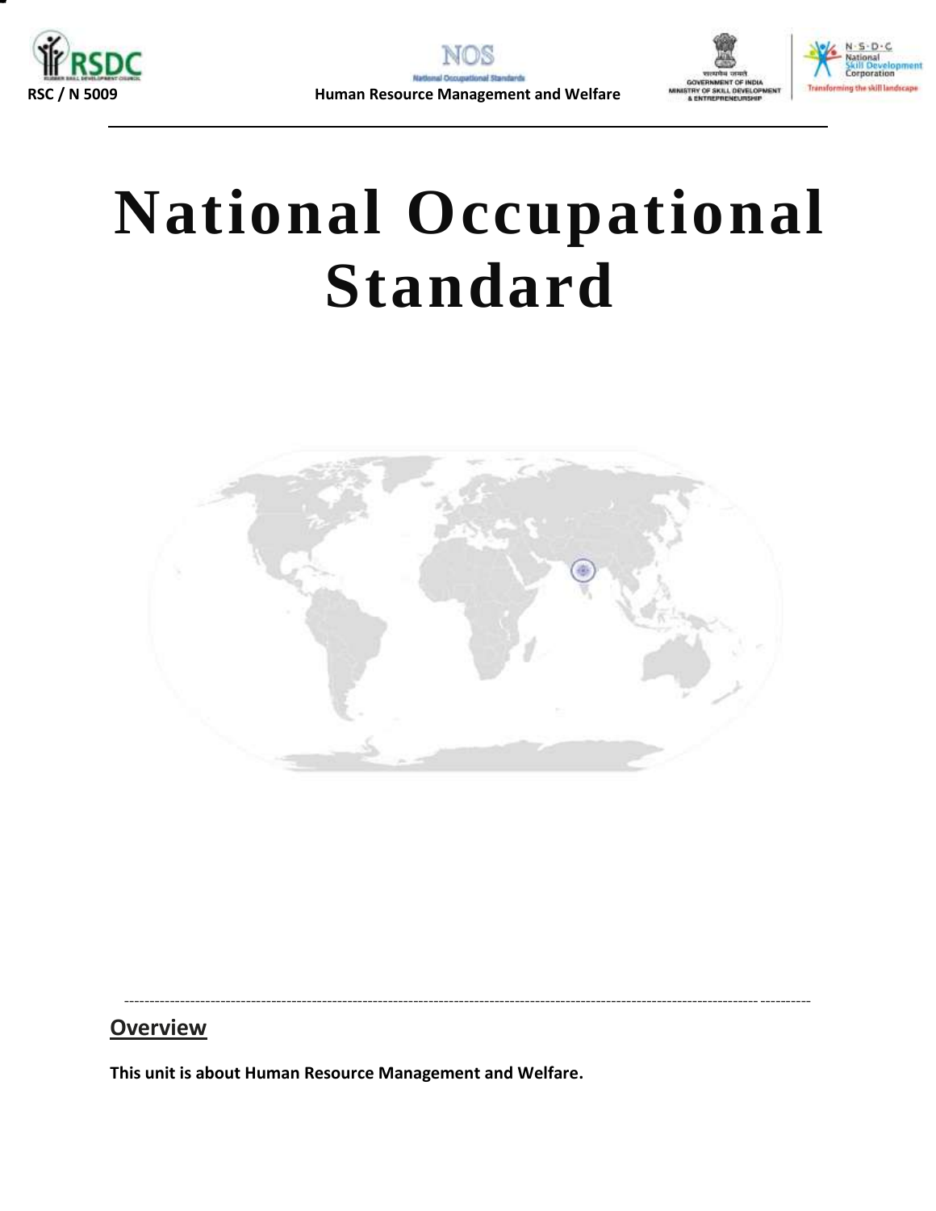# National Occupational Standard

## Overview

**This unit is about Human Resource Management and Welfare.**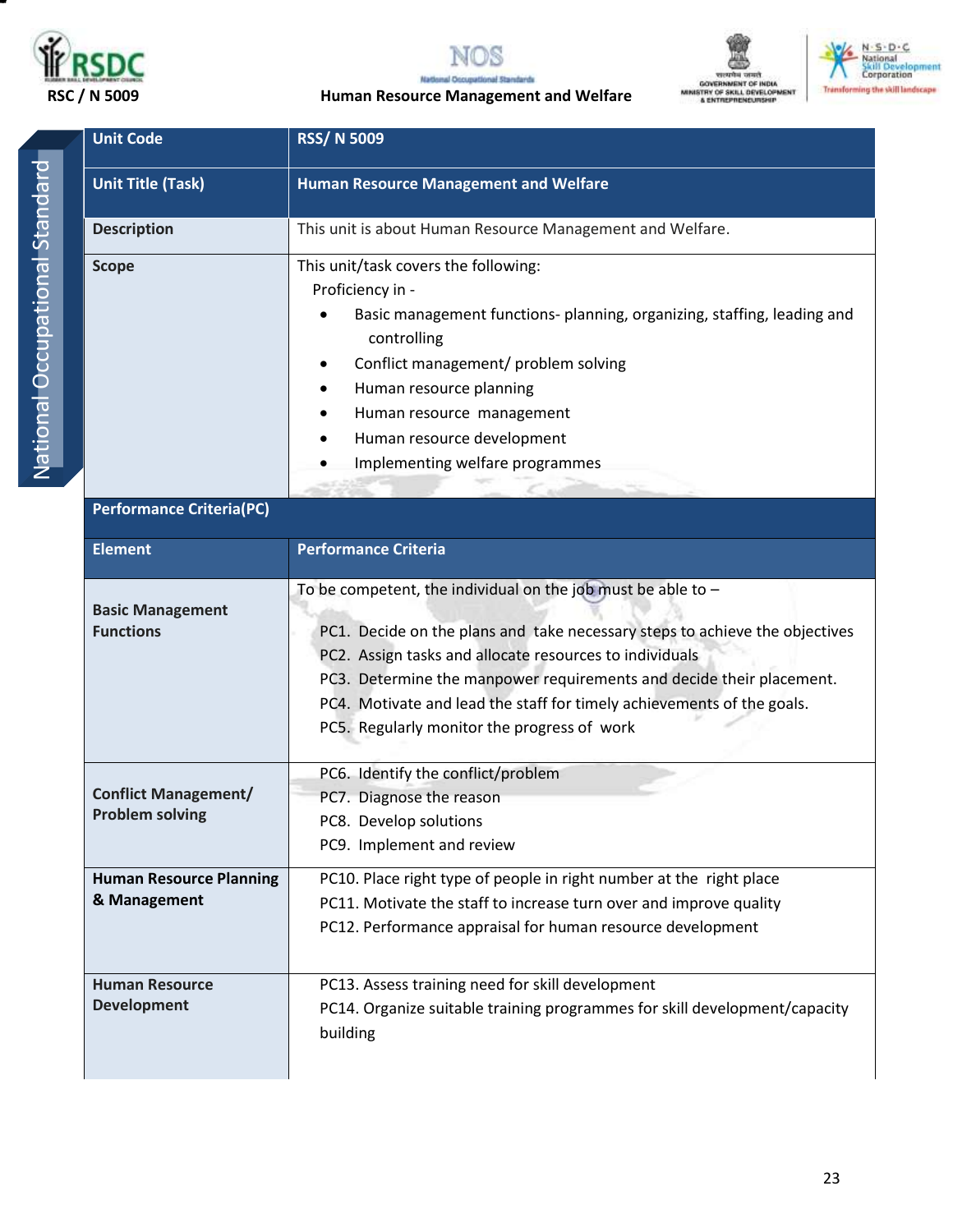| Unit Code | RSS/ N 5009 |
|---|---|
| Unit Title (Task) | Human Resource Management and Welfare |
| Description | This unit is about Human Resource Management and Welfare. |
| Scope | This unit/task covers the following:<br>Proficiency in -<br>• Basic management functions- planning, organizing, staffing, leading and controlling<br>• Conflict management/ problem solving<br>• Human resource planning<br>• Human resource management<br>• Human resource development<br>• Implementing welfare programmes |
| **Performance Criteria(PC)** | |
| **Element** | **Performance Criteria** |
| **Basic Management Functions** | To be competent, the individual on the job must be able to –<br>PC1. Decide on the plans and take necessary steps to achieve the objectives<br>PC2. Assign tasks and allocate resources to individuals<br>PC3. Determine the manpower requirements and decide their placement.<br>PC4. Motivate and lead the staff for timely achievements of the goals.<br>PC5. Regularly monitor the progress of work |
| **Conflict Management/ Problem solving** | PC6. Identify the conflict/problem<br>PC7. Diagnose the reason<br>PC8. Develop solutions<br>PC9. Implement and review |
| **Human Resource Planning & Management** | PC10. Place right type of people in right number at the right place<br>PC11. Motivate the staff to increase turn over and improve quality<br>PC12. Performance appraisal for human resource development |
| **Human Resource Development** | PC13. Assess training need for skill development<br>PC14. Organize suitable training programmes for skill development/capacity building |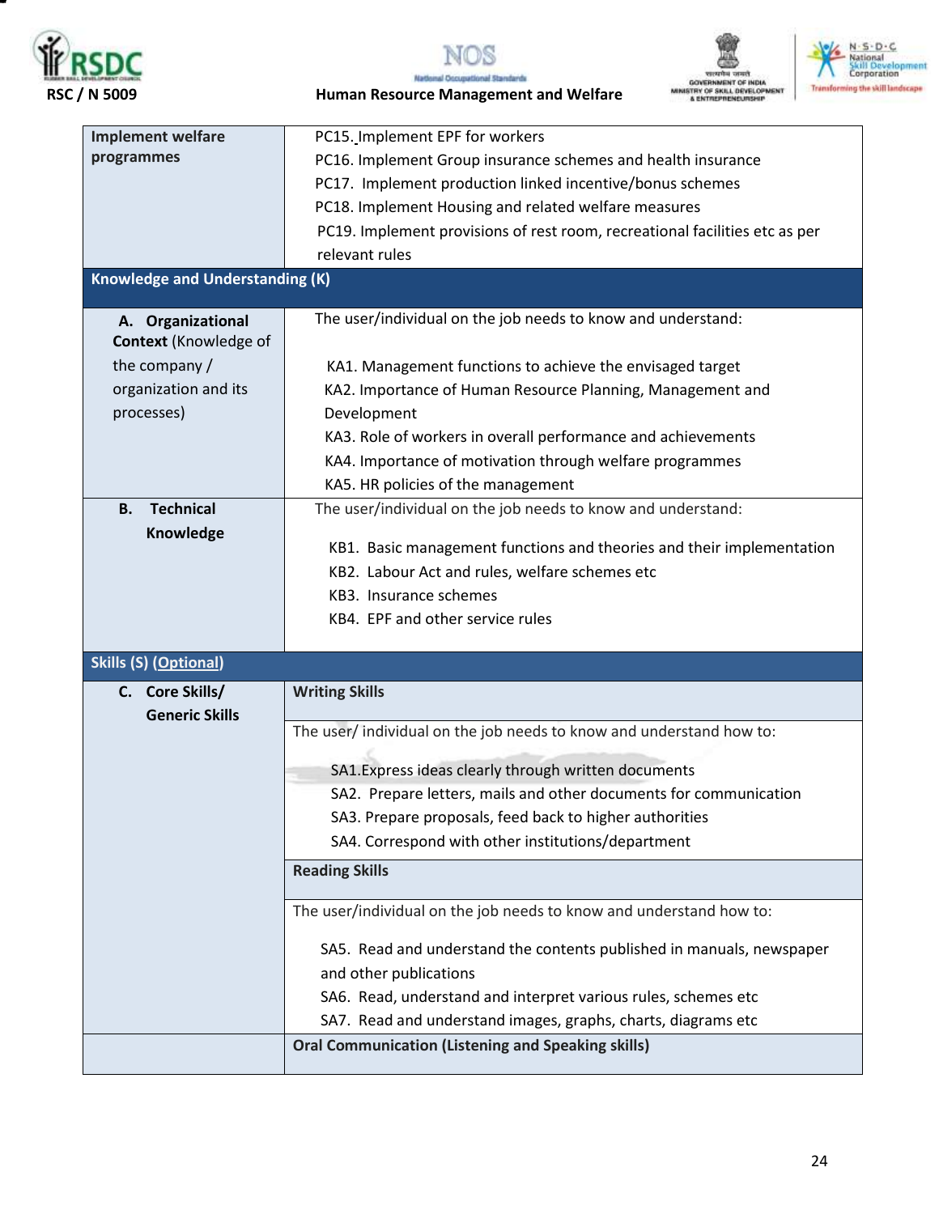| | |
|---|---|
| Implement welfare programmes | PC15. Implement EPF for workers<br>PC16. Implement Group insurance schemes and health insurance<br>PC17. Implement production linked incentive/bonus schemes<br>PC18. Implement Housing and related welfare measures<br>PC19. Implement provisions of rest room, recreational facilities etc as per relevant rules |
| **Knowledge and Understanding (K)** | |
| **A. Organizational Context** (Knowledge of the company / organization and its processes) | The user/individual on the job needs to know and understand:<br><br>KA1. Management functions to achieve the envisaged target<br>KA2. Importance of Human Resource Planning, Management and Development<br>KA3. Role of workers in overall performance and achievements<br>KA4. Importance of motivation through welfare programmes<br>KA5. HR policies of the management |
| **B. Technical Knowledge** | The user/individual on the job needs to know and understand:<br><br>KB1. Basic management functions and theories and their implementation<br>KB2. Labour Act and rules, welfare schemes etc<br>KB3. Insurance schemes<br>KB4. EPF and other service rules |
| **Skills (S) (Optional)** | |
| **C. Core Skills/ Generic Skills** | **Writing Skills** |
| | The user/ individual on the job needs to know and understand how to:<br><br>SA1.Express ideas clearly through written documents<br>SA2. Prepare letters, mails and other documents for communication<br>SA3. Prepare proposals, feed back to higher authorities<br>SA4. Correspond with other institutions/department |
| | **Reading Skills** |
| | The user/individual on the job needs to know and understand how to:<br><br>SA5. Read and understand the contents published in manuals, newspaper and other publications<br>SA6. Read, understand and interpret various rules, schemes etc<br>SA7. Read and understand images, graphs, charts, diagrams etc |
| | **Oral Communication (Listening and Speaking skills)** |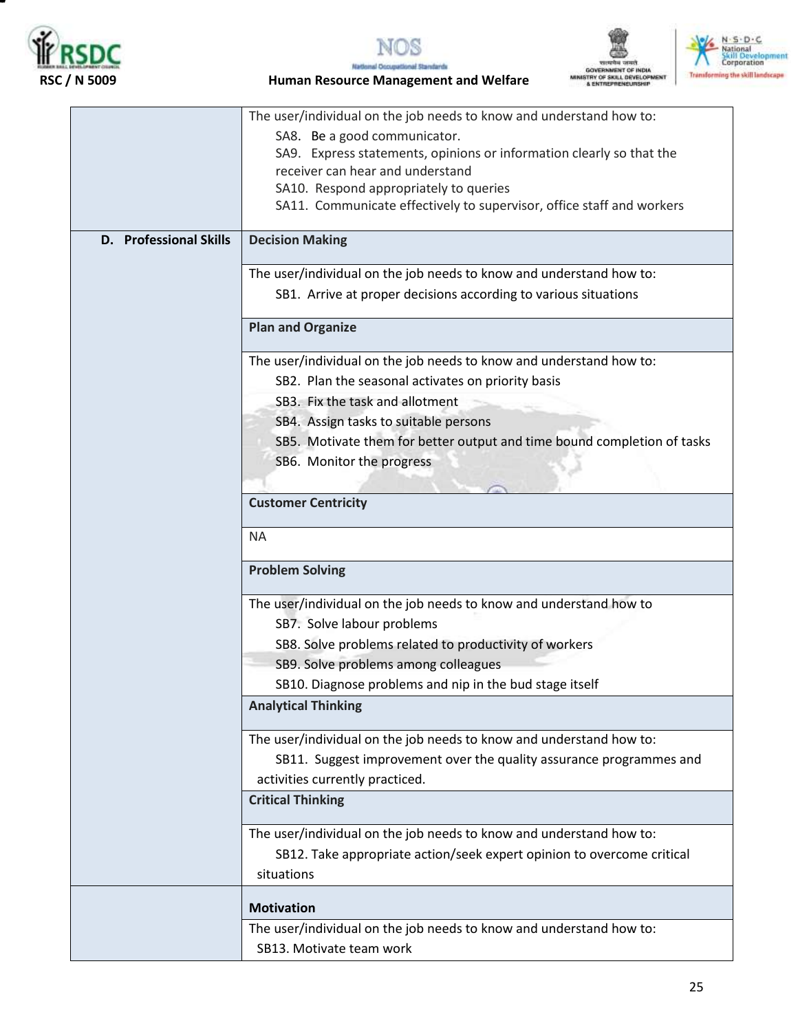| | |
|---|---|
| | The user/individual on the job needs to know and understand how to:<br>SA8. Be a good communicator.<br>SA9. Express statements, opinions or information clearly so that the receiver can hear and understand<br>SA10. Respond appropriately to queries<br>SA11. Communicate effectively to supervisor, office staff and workers |
| **D. Professional Skills** | **Decision Making** |
| | The user/individual on the job needs to know and understand how to:<br>SB1. Arrive at proper decisions according to various situations |
| | **Plan and Organize** |
| | The user/individual on the job needs to know and understand how to:<br>SB2. Plan the seasonal activates on priority basis<br>SB3. Fix the task and allotment<br>SB4. Assign tasks to suitable persons<br>SB5. Motivate them for better output and time bound completion of tasks<br>SB6. Monitor the progress |
| | **Customer Centricity** |
| | NA |
| | **Problem Solving** |
| | The user/individual on the job needs to know and understand how to<br>SB7. Solve labour problems<br>SB8. Solve problems related to productivity of workers<br>SB9. Solve problems among colleagues<br>SB10. Diagnose problems and nip in the bud stage itself |
| | **Analytical Thinking** |
| | The user/individual on the job needs to know and understand how to:<br>SB11. Suggest improvement over the quality assurance programmes and activities currently practiced. |
| | **Critical Thinking** |
| | The user/individual on the job needs to know and understand how to:<br>SB12. Take appropriate action/seek expert opinion to overcome critical situations |
| | **Motivation** |
| | The user/individual on the job needs to know and understand how to:<br>SB13. Motivate team work |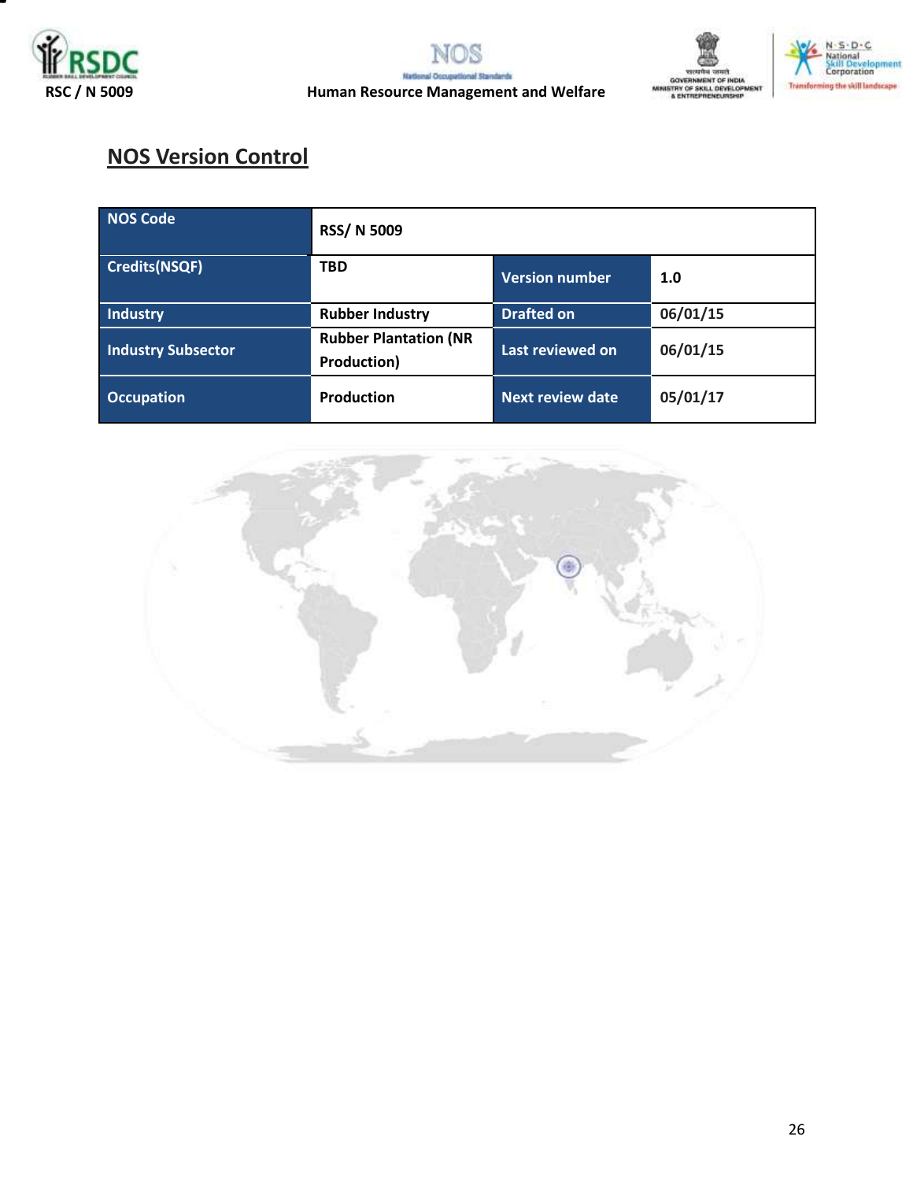## NOS Version Control

| NOS Code | RSS/ N 5009 | | |
|---|---|---|---|
| Credits(NSQF) | TBD | Version number | 1.0 |
| Industry | Rubber Industry | Drafted on | 06/01/15 |
| Industry Subsector | Rubber Plantation (NR Production) | Last reviewed on | 06/01/15 |
| Occupation | Production | Next review date | 05/01/17 |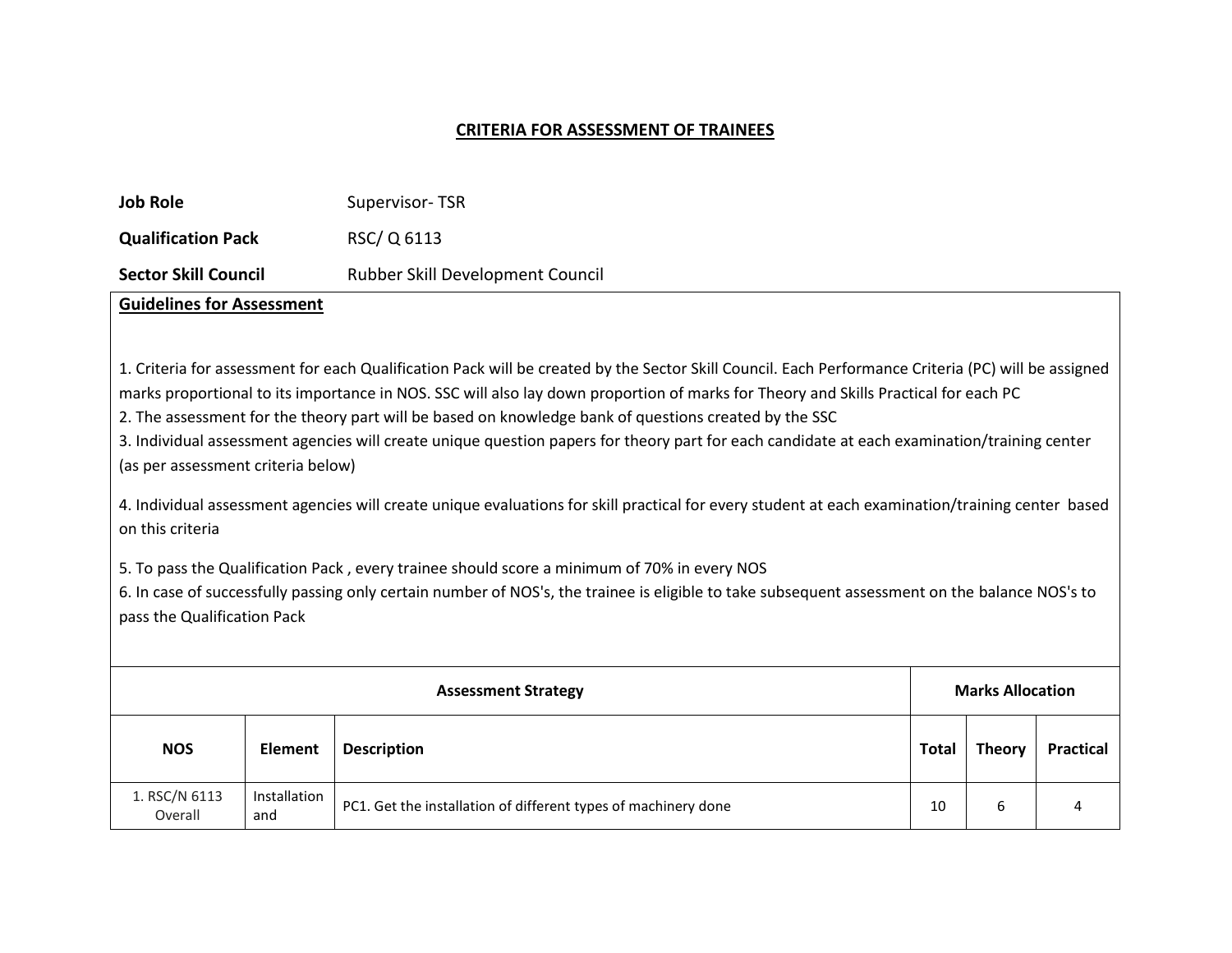## CRITERIA FOR ASSESSMENT OF TRAINEES

**Job Role** Supervisor- TSR

**Qualification Pack** RSC/ Q 6113

**Sector Skill Council** Rubber Skill Development Council

**Guidelines for Assessment**

1. Criteria for assessment for each Qualification Pack will be created by the Sector Skill Council. Each Performance Criteria (PC) will be assigned marks proportional to its importance in NOS. SSC will also lay down proportion of marks for Theory and Skills Practical for each PC
2. The assessment for the theory part will be based on knowledge bank of questions created by the SSC
3. Individual assessment agencies will create unique question papers for theory part for each candidate at each examination/training center (as per assessment criteria below)
4. Individual assessment agencies will create unique evaluations for skill practical for every student at each examination/training center based on this criteria
5. To pass the Qualification Pack , every trainee should score a minimum of 70% in every NOS
6. In case of successfully passing only certain number of NOS's, the trainee is eligible to take subsequent assessment on the balance NOS's to pass the Qualification Pack

| Assessment Strategy | | | Marks Allocation | | |
|---|---|---|---|---|---|
| **NOS** | **Element** | **Description** | **Total** | **Theory** | **Practical** |
| 1. RSC/N 6113 Overall | Installation and | PC1. Get the installation of different types of machinery done | 10 | 6 | 4 |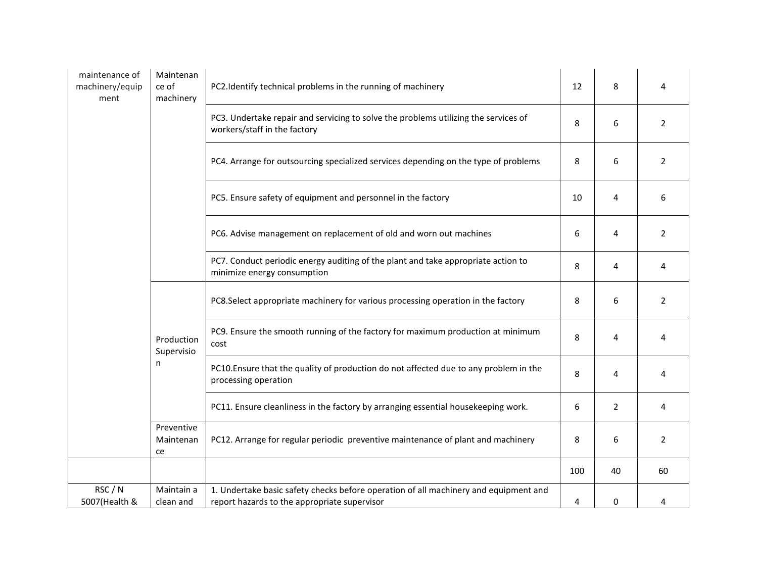| | | | | | |
|---|---|---|---|---|---|
| maintenance of machinery/equipment | Maintenance of machinery | PC2.Identify technical problems in the running of machinery | 12 | 8 | 4 |
| | | PC3. Undertake repair and servicing to solve the problems utilizing the services of workers/staff in the factory | 8 | 6 | 2 |
| | | PC4. Arrange for outsourcing specialized services depending on the type of problems | 8 | 6 | 2 |
| | | PC5. Ensure safety of equipment and personnel in the factory | 10 | 4 | 6 |
| | | PC6. Advise management on replacement of old and worn out machines | 6 | 4 | 2 |
| | | PC7. Conduct periodic energy auditing of the plant and take appropriate action to minimize energy consumption | 8 | 4 | 4 |
| | Production Supervision | PC8.Select appropriate machinery for various processing operation in the factory | 8 | 6 | 2 |
| | | PC9. Ensure the smooth running of the factory for maximum production at minimum cost | 8 | 4 | 4 |
| | | PC10.Ensure that the quality of production do not affected due to any problem in the processing operation | 8 | 4 | 4 |
| | | PC11. Ensure cleanliness in the factory by arranging essential housekeeping work. | 6 | 2 | 4 |
| | Preventive Maintenance | PC12. Arrange for regular periodic preventive maintenance of plant and machinery | 8 | 6 | 2 |
| | | | 100 | 40 | 60 |
| RSC / N 5007(Health & | Maintain a clean and | 1. Undertake basic safety checks before operation of all machinery and equipment and report hazards to the appropriate supervisor | 4 | 0 | 4 |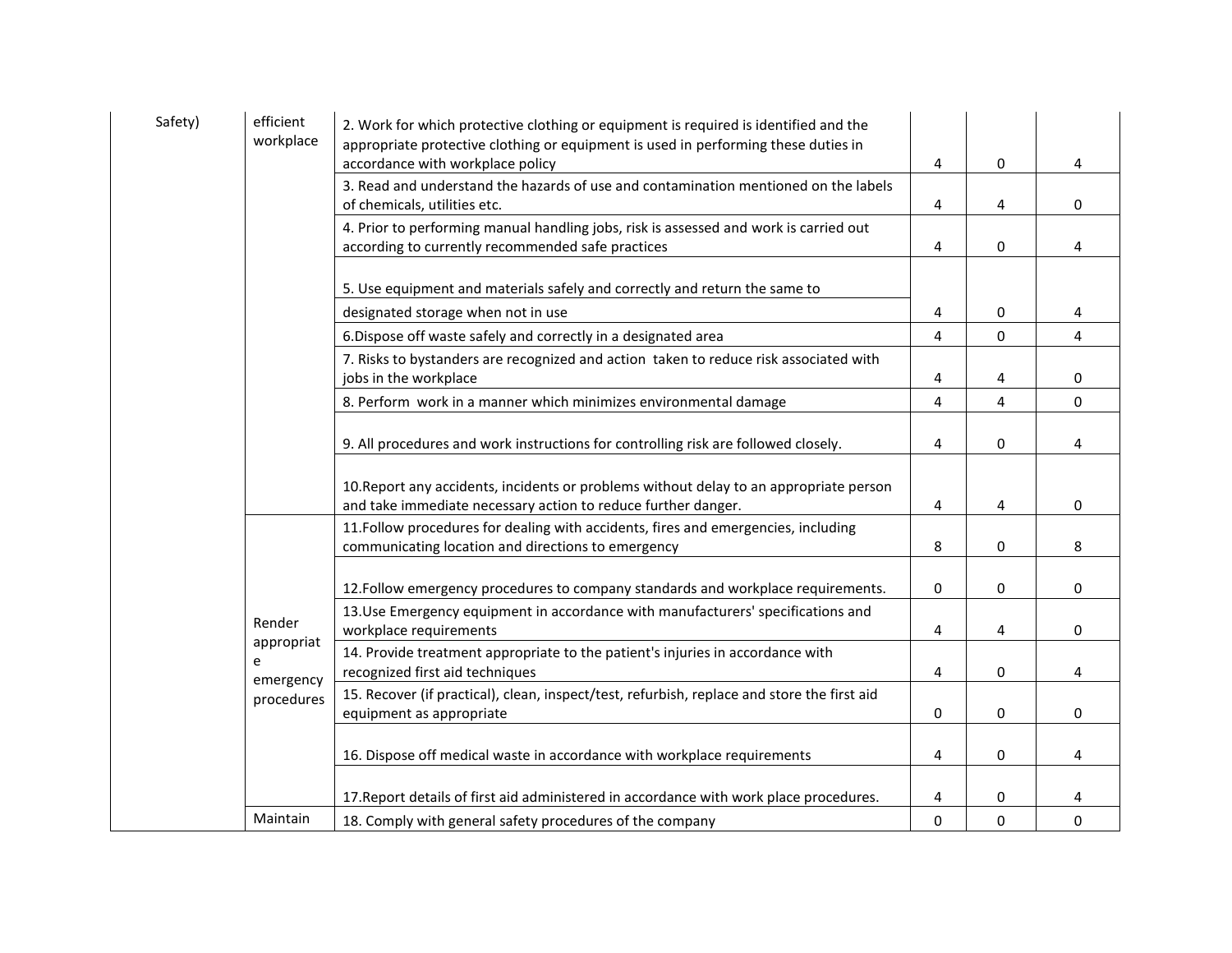| | | | | | |
|---|---|---|---|---|---|
| Safety) | efficient workplace | 2. Work for which protective clothing or equipment is required is identified and the appropriate protective clothing or equipment is used in performing these duties in accordance with workplace policy | 4 | 0 | 4 |
| | | 3. Read and understand the hazards of use and contamination mentioned on the labels of chemicals, utilities etc. | 4 | 4 | 0 |
| | | 4. Prior to performing manual handling jobs, risk is assessed and work is carried out according to currently recommended safe practices | 4 | 0 | 4 |
| | | 5. Use equipment and materials safely and correctly and return the same to designated storage when not in use | 4 | 0 | 4 |
| | | 6.Dispose off waste safely and correctly in a designated area | 4 | 0 | 4 |
| | | 7. Risks to bystanders are recognized and action taken to reduce risk associated with jobs in the workplace | 4 | 4 | 0 |
| | | 8. Perform work in a manner which minimizes environmental damage | 4 | 4 | 0 |
| | | 9. All procedures and work instructions for controlling risk are followed closely. | 4 | 0 | 4 |
| | | 10.Report any accidents, incidents or problems without delay to an appropriate person and take immediate necessary action to reduce further danger. | 4 | 4 | 0 |
| | Render appropriate emergency procedures | 11.Follow procedures for dealing with accidents, fires and emergencies, including communicating location and directions to emergency | 8 | 0 | 8 |
| | | 12.Follow emergency procedures to company standards and workplace requirements. | 0 | 0 | 0 |
| | | 13.Use Emergency equipment in accordance with manufacturers' specifications and workplace requirements | 4 | 4 | 0 |
| | | 14. Provide treatment appropriate to the patient's injuries in accordance with recognized first aid techniques | 4 | 0 | 4 |
| | | 15. Recover (if practical), clean, inspect/test, refurbish, replace and store the first aid equipment as appropriate | 0 | 0 | 0 |
| | | 16. Dispose off medical waste in accordance with workplace requirements | 4 | 0 | 4 |
| | | 17.Report details of first aid administered in accordance with work place procedures. | 4 | 0 | 4 |
| | Maintain | 18. Comply with general safety procedures of the company | 0 | 0 | 0 |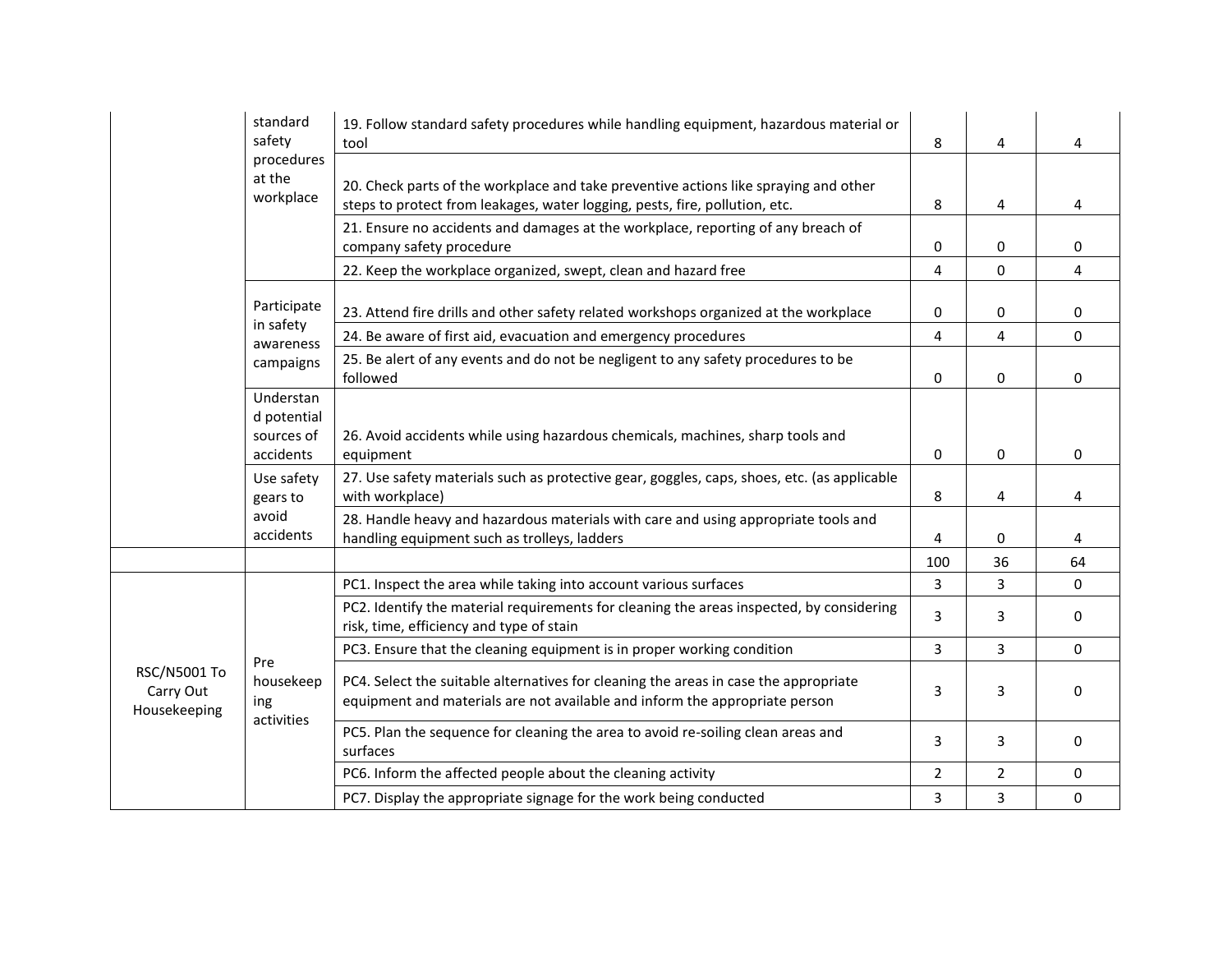| | | | | | |
|---|---|---|---|---|---|
| | standard safety procedures at the workplace | 19. Follow standard safety procedures while handling equipment, hazardous material or tool | 8 | 4 | 4 |
| | | 20. Check parts of the workplace and take preventive actions like spraying and other steps to protect from leakages, water logging, pests, fire, pollution, etc. | 8 | 4 | 4 |
| | | 21. Ensure no accidents and damages at the workplace, reporting of any breach of company safety procedure | 0 | 0 | 0 |
| | | 22. Keep the workplace organized, swept, clean and hazard free | 4 | 0 | 4 |
| | Participate in safety awareness campaigns | 23. Attend fire drills and other safety related workshops organized at the workplace | 0 | 0 | 0 |
| | | 24. Be aware of first aid, evacuation and emergency procedures | 4 | 4 | 0 |
| | | 25. Be alert of any events and do not be negligent to any safety procedures to be followed | 0 | 0 | 0 |
| | Understand potential sources of accidents | 26. Avoid accidents while using hazardous chemicals, machines, sharp tools and equipment | 0 | 0 | 0 |
| | Use safety gears to avoid accidents | 27. Use safety materials such as protective gear, goggles, caps, shoes, etc. (as applicable with workplace) | 8 | 4 | 4 |
| | | 28. Handle heavy and hazardous materials with care and using appropriate tools and handling equipment such as trolleys, ladders | 4 | 0 | 4 |
| | | | 100 | 36 | 64 |
| RSC/N5001 To Carry Out Housekeeping | Pre housekeeping activities | PC1. Inspect the area while taking into account various surfaces | 3 | 3 | 0 |
| | | PC2. Identify the material requirements for cleaning the areas inspected, by considering risk, time, efficiency and type of stain | 3 | 3 | 0 |
| | | PC3. Ensure that the cleaning equipment is in proper working condition | 3 | 3 | 0 |
| | | PC4. Select the suitable alternatives for cleaning the areas in case the appropriate equipment and materials are not available and inform the appropriate person | 3 | 3 | 0 |
| | | PC5. Plan the sequence for cleaning the area to avoid re-soiling clean areas and surfaces | 3 | 3 | 0 |
| | | PC6. Inform the affected people about the cleaning activity | 2 | 2 | 0 |
| | | PC7. Display the appropriate signage for the work being conducted | 3 | 3 | 0 |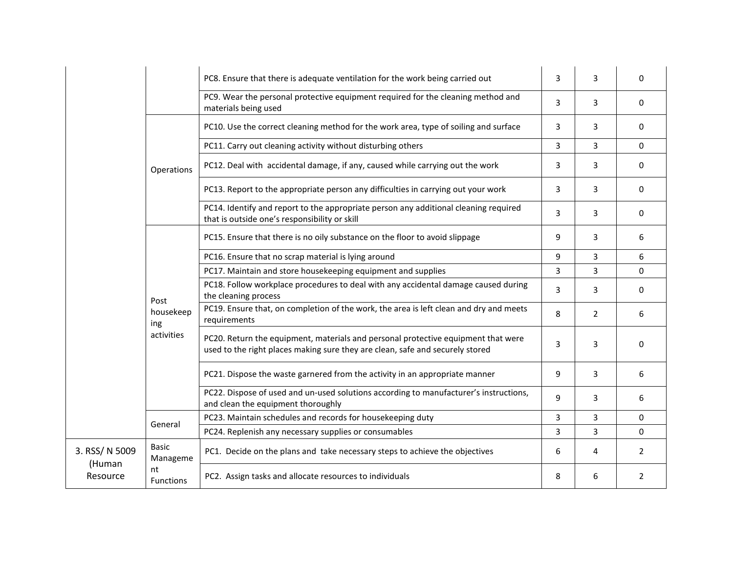| | | | | | |
|---|---|---|---|---|---|
| | | PC8. Ensure that there is adequate ventilation for the work being carried out | 3 | 3 | 0 |
| | | PC9. Wear the personal protective equipment required for the cleaning method and materials being used | 3 | 3 | 0 |
| | Operations | PC10. Use the correct cleaning method for the work area, type of soiling and surface | 3 | 3 | 0 |
| | | PC11. Carry out cleaning activity without disturbing others | 3 | 3 | 0 |
| | | PC12. Deal with accidental damage, if any, caused while carrying out the work | 3 | 3 | 0 |
| | | PC13. Report to the appropriate person any difficulties in carrying out your work | 3 | 3 | 0 |
| | | PC14. Identify and report to the appropriate person any additional cleaning required that is outside one's responsibility or skill | 3 | 3 | 0 |
| | Post housekeeping activities | PC15. Ensure that there is no oily substance on the floor to avoid slippage | 9 | 3 | 6 |
| | | PC16. Ensure that no scrap material is lying around | 9 | 3 | 6 |
| | | PC17. Maintain and store housekeeping equipment and supplies | 3 | 3 | 0 |
| | | PC18. Follow workplace procedures to deal with any accidental damage caused during the cleaning process | 3 | 3 | 0 |
| | | PC19. Ensure that, on completion of the work, the area is left clean and dry and meets requirements | 8 | 2 | 6 |
| | | PC20. Return the equipment, materials and personal protective equipment that were used to the right places making sure they are clean, safe and securely stored | 3 | 3 | 0 |
| | | PC21. Dispose the waste garnered from the activity in an appropriate manner | 9 | 3 | 6 |
| | | PC22. Dispose of used and un-used solutions according to manufacturer's instructions, and clean the equipment thoroughly | 9 | 3 | 6 |
| | General | PC23. Maintain schedules and records for housekeeping duty | 3 | 3 | 0 |
| | | PC24. Replenish any necessary supplies or consumables | 3 | 3 | 0 |
| 3. RSS/ N 5009 (Human Resource | Basic Management Functions | PC1. Decide on the plans and take necessary steps to achieve the objectives | 6 | 4 | 2 |
| | | PC2. Assign tasks and allocate resources to individuals | 8 | 6 | 2 |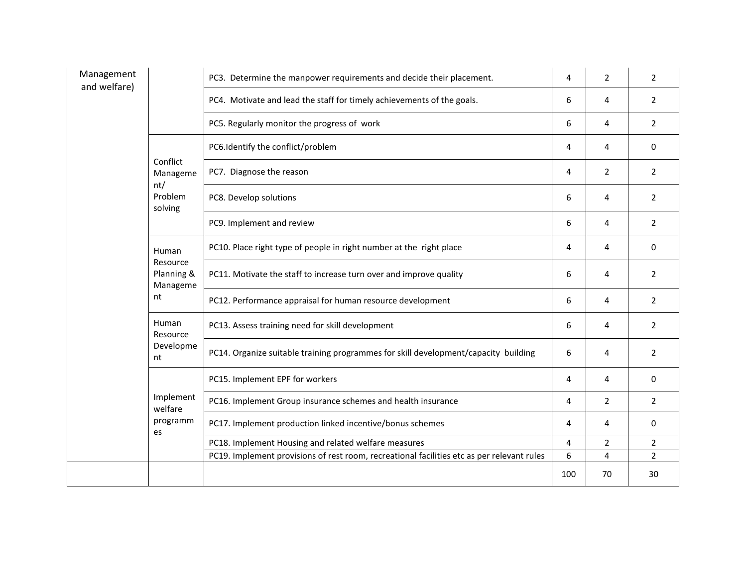| | | | | | |
|---|---|---|---|---|---|
| Management and welfare) | | PC3. Determine the manpower requirements and decide their placement. | 4 | 2 | 2 |
| | | PC4. Motivate and lead the staff for timely achievements of the goals. | 6 | 4 | 2 |
| | | PC5. Regularly monitor the progress of work | 6 | 4 | 2 |
| | Conflict Management/ Problem solving | PC6.Identify the conflict/problem | 4 | 4 | 0 |
| | | PC7. Diagnose the reason | 4 | 2 | 2 |
| | | PC8. Develop solutions | 6 | 4 | 2 |
| | | PC9. Implement and review | 6 | 4 | 2 |
| | Human Resource Planning & Management | PC10. Place right type of people in right number at the right place | 4 | 4 | 0 |
| | | PC11. Motivate the staff to increase turn over and improve quality | 6 | 4 | 2 |
| | | PC12. Performance appraisal for human resource development | 6 | 4 | 2 |
| | Human Resource Development | PC13. Assess training need for skill development | 6 | 4 | 2 |
| | | PC14. Organize suitable training programmes for skill development/capacity building | 6 | 4 | 2 |
| | Implement welfare programmes | PC15. Implement EPF for workers | 4 | 4 | 0 |
| | | PC16. Implement Group insurance schemes and health insurance | 4 | 2 | 2 |
| | | PC17. Implement production linked incentive/bonus schemes | 4 | 4 | 0 |
| | | PC18. Implement Housing and related welfare measures | 4 | 2 | 2 |
| | | PC19. Implement provisions of rest room, recreational facilities etc as per relevant rules | 6 | 4 | 2 |
| | | | 100 | 70 | 30 |